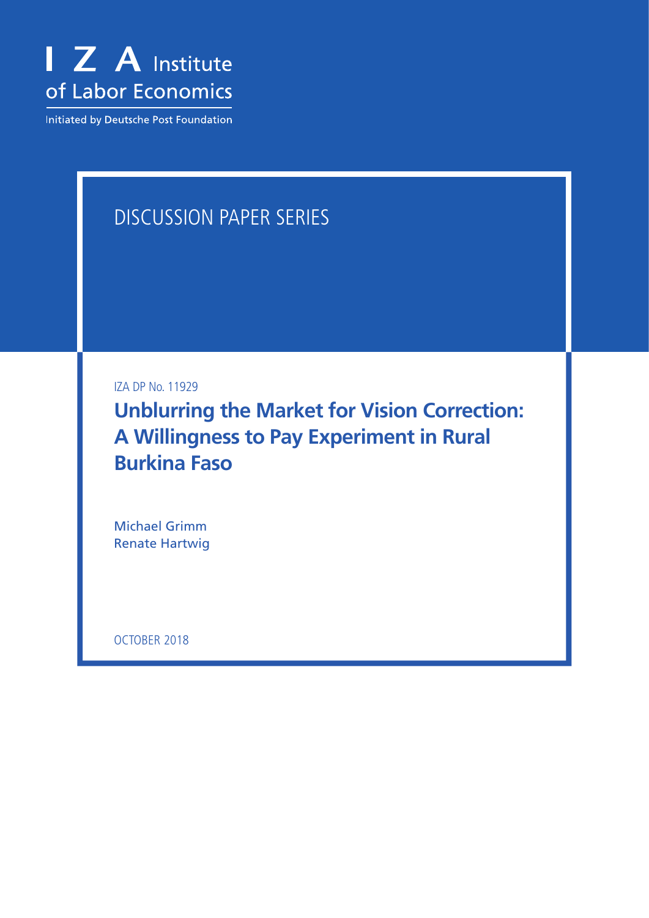I Z A Institute of Labor Economics

Initiated by Deutsche Post Foundation

DISCUSSION PAPER SERIES

IZA DP No. 11929

# Unblurring the Market for Vision Correction: A Willingness to Pay Experiment in Rural Burkina Faso

Michael Grimm
Renate Hartwig

OCTOBER 2018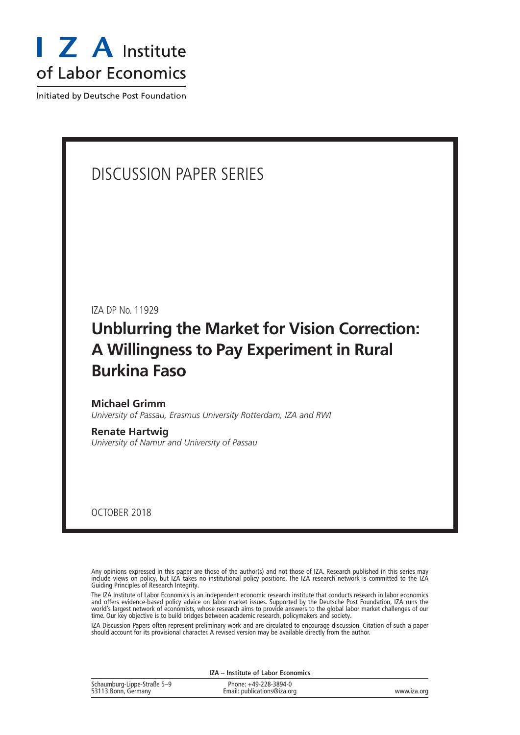I Z A Institute of Labor Economics

Initiated by Deutsche Post Foundation

DISCUSSION PAPER SERIES

IZA DP No. 11929

# Unblurring the Market for Vision Correction: A Willingness to Pay Experiment in Rural Burkina Faso

**Michael Grimm**
*University of Passau, Erasmus University Rotterdam, IZA and RWI*

**Renate Hartwig**
*University of Namur and University of Passau*

OCTOBER 2018

Any opinions expressed in this paper are those of the author(s) and not those of IZA. Research published in this series may include views on policy, but IZA takes no institutional policy positions. The IZA research network is committed to the IZA Guiding Principles of Research Integrity.

The IZA Institute of Labor Economics is an independent economic research institute that conducts research in labor economics and offers evidence-based policy advice on labor market issues. Supported by the Deutsche Post Foundation, IZA runs the world's largest network of economists, whose research aims to provide answers to the global labor market challenges of our time. Our key objective is to build bridges between academic research, policymakers and society.

IZA Discussion Papers often represent preliminary work and are circulated to encourage discussion. Citation of such a paper should account for its provisional character. A revised version may be available directly from the author.

**IZA – Institute of Labor Economics**

Schaumburg-Lippe-Straße 5–9
53113 Bonn, Germany

Phone: +49-228-3894-0
Email: publications@iza.org

www.iza.org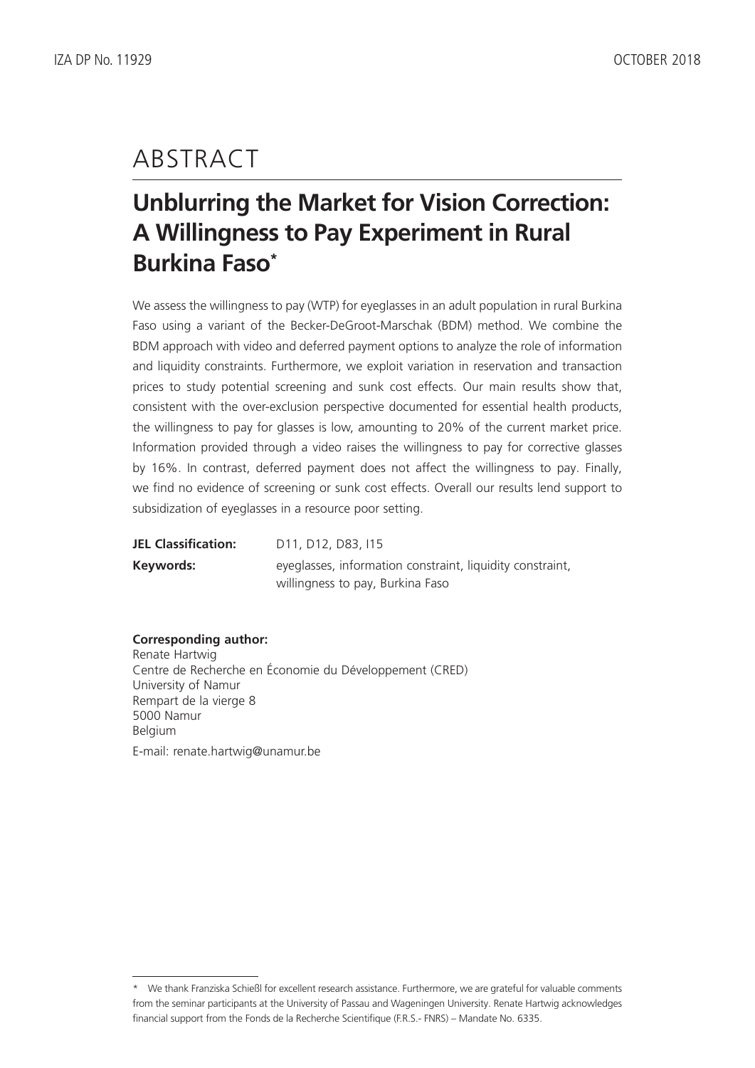# ABSTRACT

## Unblurring the Market for Vision Correction: A Willingness to Pay Experiment in Rural Burkina Faso*

We assess the willingness to pay (WTP) for eyeglasses in an adult population in rural Burkina Faso using a variant of the Becker-DeGroot-Marschak (BDM) method. We combine the BDM approach with video and deferred payment options to analyze the role of information and liquidity constraints. Furthermore, we exploit variation in reservation and transaction prices to study potential screening and sunk cost effects. Our main results show that, consistent with the over-exclusion perspective documented for essential health products, the willingness to pay for glasses is low, amounting to 20% of the current market price. Information provided through a video raises the willingness to pay for corrective glasses by 16%. In contrast, deferred payment does not affect the willingness to pay. Finally, we find no evidence of screening or sunk cost effects. Overall our results lend support to subsidization of eyeglasses in a resource poor setting.

| | |
|---|---|
| **JEL Classification:** | D11, D12, D83, I15 |
| **Keywords:** | eyeglasses, information constraint, liquidity constraint, willingness to pay, Burkina Faso |

**Corresponding author:**
Renate Hartwig
Centre de Recherche en Économie du Développement (CRED)
University of Namur
Rempart de la vierge 8
5000 Namur
Belgium

E-mail: renate.hartwig@unamur.be

---

\* We thank Franziska Schießl for excellent research assistance. Furthermore, we are grateful for valuable comments from the seminar participants at the University of Passau and Wageningen University. Renate Hartwig acknowledges financial support from the Fonds de la Recherche Scientifique (F.R.S.- FNRS) – Mandate No. 6335.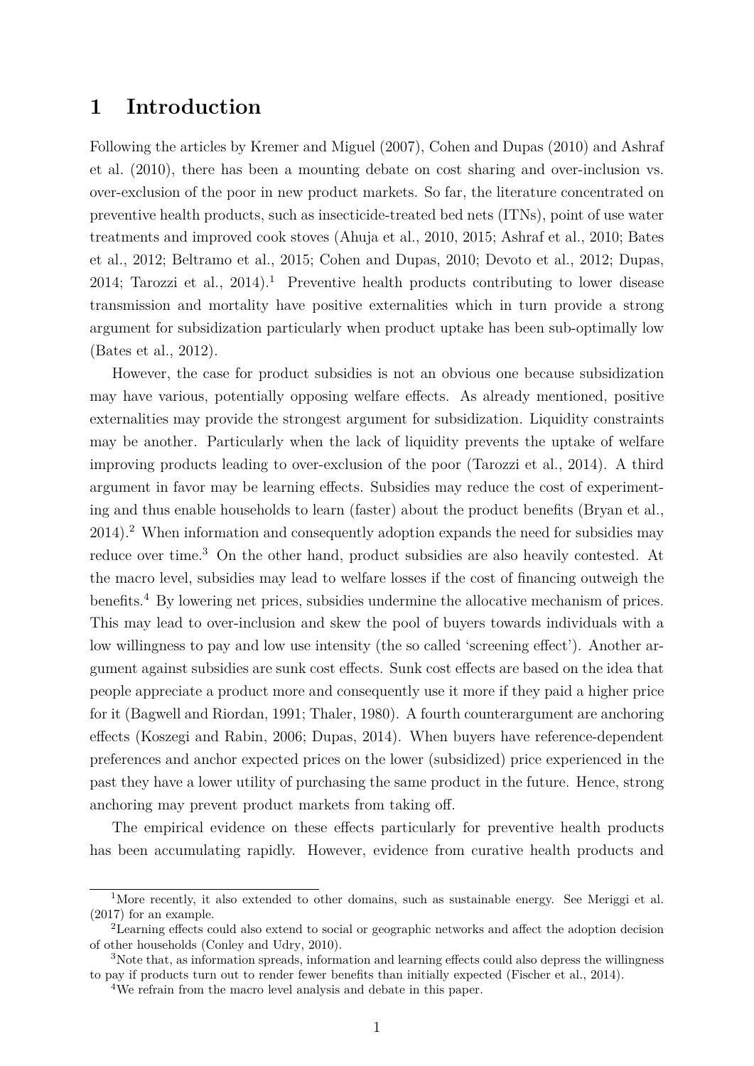# 1 Introduction

Following the articles by Kremer and Miguel (2007), Cohen and Dupas (2010) and Ashraf et al. (2010), there has been a mounting debate on cost sharing and over-inclusion vs. over-exclusion of the poor in new product markets. So far, the literature concentrated on preventive health products, such as insecticide-treated bed nets (ITNs), point of use water treatments and improved cook stoves (Ahuja et al., 2010, 2015; Ashraf et al., 2010; Bates et al., 2012; Beltramo et al., 2015; Cohen and Dupas, 2010; Devoto et al., 2012; Dupas, 2014; Tarozzi et al., 2014).[1] Preventive health products contributing to lower disease transmission and mortality have positive externalities which in turn provide a strong argument for subsidization particularly when product uptake has been sub-optimally low (Bates et al., 2012).

However, the case for product subsidies is not an obvious one because subsidization may have various, potentially opposing welfare effects. As already mentioned, positive externalities may provide the strongest argument for subsidization. Liquidity constraints may be another. Particularly when the lack of liquidity prevents the uptake of welfare improving products leading to over-exclusion of the poor (Tarozzi et al., 2014). A third argument in favor may be learning effects. Subsidies may reduce the cost of experimenting and thus enable households to learn (faster) about the product benefits (Bryan et al., 2014).[2] When information and consequently adoption expands the need for subsidies may reduce over time.[3] On the other hand, product subsidies are also heavily contested. At the macro level, subsidies may lead to welfare losses if the cost of financing outweigh the benefits.[4] By lowering net prices, subsidies undermine the allocative mechanism of prices. This may lead to over-inclusion and skew the pool of buyers towards individuals with a low willingness to pay and low use intensity (the so called 'screening effect'). Another argument against subsidies are sunk cost effects. Sunk cost effects are based on the idea that people appreciate a product more and consequently use it more if they paid a higher price for it (Bagwell and Riordan, 1991; Thaler, 1980). A fourth counterargument are anchoring effects (Koszegi and Rabin, 2006; Dupas, 2014). When buyers have reference-dependent preferences and anchor expected prices on the lower (subsidized) price experienced in the past they have a lower utility of purchasing the same product in the future. Hence, strong anchoring may prevent product markets from taking off.

The empirical evidence on these effects particularly for preventive health products has been accumulating rapidly. However, evidence from curative health products and

[1] More recently, it also extended to other domains, such as sustainable energy. See Meriggi et al. (2017) for an example.

[2] Learning effects could also extend to social or geographic networks and affect the adoption decision of other households (Conley and Udry, 2010).

[3] Note that, as information spreads, information and learning effects could also depress the willingness to pay if products turn out to render fewer benefits than initially expected (Fischer et al., 2014).

[4] We refrain from the macro level analysis and debate in this paper.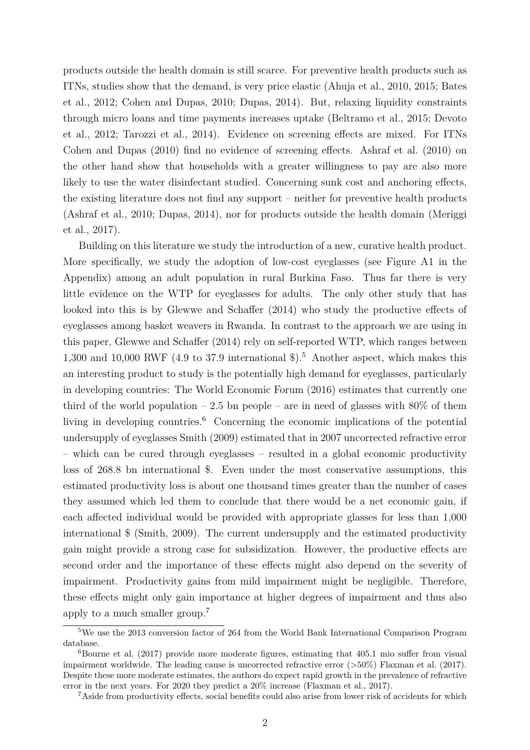products outside the health domain is still scarce. For preventive health products such as ITNs, studies show that the demand, is very price elastic (Ahuja et al., 2010, 2015; Bates et al., 2012; Cohen and Dupas, 2010; Dupas, 2014). But, relaxing liquidity constraints through micro loans and time payments increases uptake (Beltramo et al., 2015; Devoto et al., 2012; Tarozzi et al., 2014). Evidence on screening effects are mixed. For ITNs Cohen and Dupas (2010) find no evidence of screening effects. Ashraf et al. (2010) on the other hand show that households with a greater willingness to pay are also more likely to use the water disinfectant studied. Concerning sunk cost and anchoring effects, the existing literature does not find any support – neither for preventive health products (Ashraf et al., 2010; Dupas, 2014), nor for products outside the health domain (Meriggi et al., 2017).

Building on this literature we study the introduction of a new, curative health product. More specifically, we study the adoption of low-cost eyeglasses (see Figure A1 in the Appendix) among an adult population in rural Burkina Faso. Thus far there is very little evidence on the WTP for eyeglasses for adults. The only other study that has looked into this is by Glewwe and Schaffer (2014) who study the productive effects of eyeglasses among basket weavers in Rwanda. In contrast to the approach we are using in this paper, Glewwe and Schaffer (2014) rely on self-reported WTP, which ranges between 1,300 and 10,000 RWF (4.9 to 37.9 international $).[5] Another aspect, which makes this an interesting product to study is the potentially high demand for eyeglasses, particularly in developing countries: The World Economic Forum (2016) estimates that currently one third of the world population – 2.5 bn people – are in need of glasses with 80% of them living in developing countries.[6] Concerning the economic implications of the potential undersupply of eyeglasses Smith (2009) estimated that in 2007 uncorrected refractive error – which can be cured through eyeglasses – resulted in a global economic productivity loss of 268.8 bn international $. Even under the most conservative assumptions, this estimated productivity loss is about one thousand times greater than the number of cases they assumed which led them to conclude that there would be a net economic gain, if each affected individual would be provided with appropriate glasses for less than 1,000 international $ (Smith, 2009). The current undersupply and the estimated productivity gain might provide a strong case for subsidization. However, the productive effects are second order and the importance of these effects might also depend on the severity of impairment. Productivity gains from mild impairment might be negligible. Therefore, these effects might only gain importance at higher degrees of impairment and thus also apply to a much smaller group.[7]

[5] We use the 2013 conversion factor of 264 from the World Bank International Comparison Program database.

[6] Bourne et al. (2017) provide more moderate figures, estimating that 405.1 mio suffer from visual impairment worldwide. The leading cause is uncorrected refractive error (>50%) Flaxman et al. (2017). Despite these more moderate estimates, the authors do expect rapid growth in the prevalence of refractive error in the next years. For 2020 they predict a 20% increase (Flaxman et al., 2017).

[7] Aside from productivity effects, social benefits could also arise from lower risk of accidents for which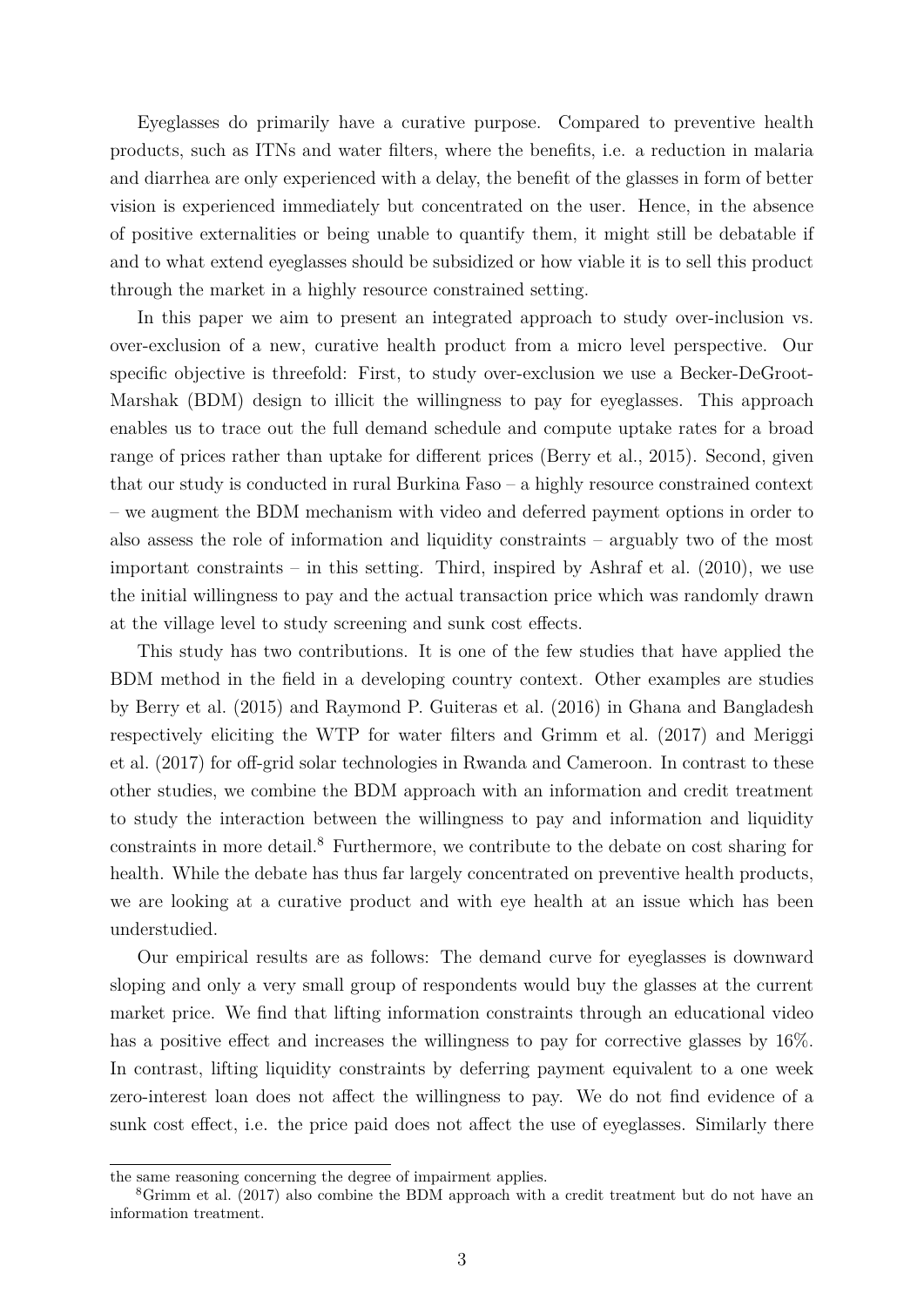Eyeglasses do primarily have a curative purpose. Compared to preventive health products, such as ITNs and water filters, where the benefits, i.e. a reduction in malaria and diarrhea are only experienced with a delay, the benefit of the glasses in form of better vision is experienced immediately but concentrated on the user. Hence, in the absence of positive externalities or being unable to quantify them, it might still be debatable if and to what extend eyeglasses should be subsidized or how viable it is to sell this product through the market in a highly resource constrained setting.

In this paper we aim to present an integrated approach to study over-inclusion vs. over-exclusion of a new, curative health product from a micro level perspective. Our specific objective is threefold: First, to study over-exclusion we use a Becker-DeGroot-Marshak (BDM) design to illicit the willingness to pay for eyeglasses. This approach enables us to trace out the full demand schedule and compute uptake rates for a broad range of prices rather than uptake for different prices (Berry et al., 2015). Second, given that our study is conducted in rural Burkina Faso – a highly resource constrained context – we augment the BDM mechanism with video and deferred payment options in order to also assess the role of information and liquidity constraints – arguably two of the most important constraints – in this setting. Third, inspired by Ashraf et al. (2010), we use the initial willingness to pay and the actual transaction price which was randomly drawn at the village level to study screening and sunk cost effects.

This study has two contributions. It is one of the few studies that have applied the BDM method in the field in a developing country context. Other examples are studies by Berry et al. (2015) and Raymond P. Guiteras et al. (2016) in Ghana and Bangladesh respectively eliciting the WTP for water filters and Grimm et al. (2017) and Meriggi et al. (2017) for off-grid solar technologies in Rwanda and Cameroon. In contrast to these other studies, we combine the BDM approach with an information and credit treatment to study the interaction between the willingness to pay and information and liquidity constraints in more detail.[8] Furthermore, we contribute to the debate on cost sharing for health. While the debate has thus far largely concentrated on preventive health products, we are looking at a curative product and with eye health at an issue which has been understudied.

Our empirical results are as follows: The demand curve for eyeglasses is downward sloping and only a very small group of respondents would buy the glasses at the current market price. We find that lifting information constraints through an educational video has a positive effect and increases the willingness to pay for corrective glasses by 16%. In contrast, lifting liquidity constraints by deferring payment equivalent to a one week zero-interest loan does not affect the willingness to pay. We do not find evidence of a sunk cost effect, i.e. the price paid does not affect the use of eyeglasses. Similarly there

the same reasoning concerning the degree of impairment applies.

[8] Grimm et al. (2017) also combine the BDM approach with a credit treatment but do not have an information treatment.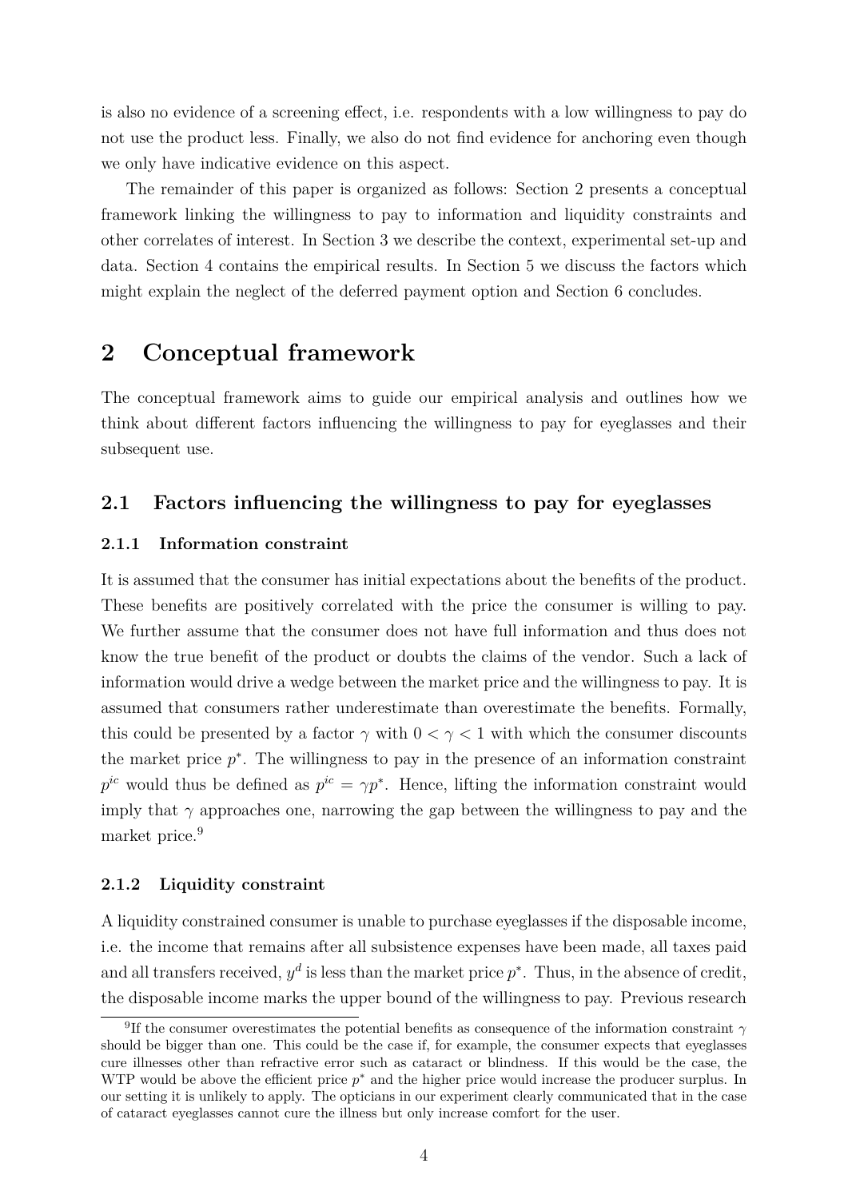is also no evidence of a screening effect, i.e. respondents with a low willingness to pay do not use the product less. Finally, we also do not find evidence for anchoring even though we only have indicative evidence on this aspect.

The remainder of this paper is organized as follows: Section 2 presents a conceptual framework linking the willingness to pay to information and liquidity constraints and other correlates of interest. In Section 3 we describe the context, experimental set-up and data. Section 4 contains the empirical results. In Section 5 we discuss the factors which might explain the neglect of the deferred payment option and Section 6 concludes.

# 2 Conceptual framework

The conceptual framework aims to guide our empirical analysis and outlines how we think about different factors influencing the willingness to pay for eyeglasses and their subsequent use.

## 2.1 Factors influencing the willingness to pay for eyeglasses

### 2.1.1 Information constraint

It is assumed that the consumer has initial expectations about the benefits of the product. These benefits are positively correlated with the price the consumer is willing to pay. We further assume that the consumer does not have full information and thus does not know the true benefit of the product or doubts the claims of the vendor. Such a lack of information would drive a wedge between the market price and the willingness to pay. It is assumed that consumers rather underestimate than overestimate the benefits. Formally, this could be presented by a factor $\gamma$ with $0 < \gamma < 1$ with which the consumer discounts the market price $p^*$. The willingness to pay in the presence of an information constraint $p^{ic}$ would thus be defined as $p^{ic} = \gamma p^*$. Hence, lifting the information constraint would imply that $\gamma$ approaches one, narrowing the gap between the willingness to pay and the market price.[9]

### 2.1.2 Liquidity constraint

A liquidity constrained consumer is unable to purchase eyeglasses if the disposable income, i.e. the income that remains after all subsistence expenses have been made, all taxes paid and all transfers received, $y^d$ is less than the market price $p^*$. Thus, in the absence of credit, the disposable income marks the upper bound of the willingness to pay. Previous research

[9] If the consumer overestimates the potential benefits as consequence of the information constraint $\gamma$ should be bigger than one. This could be the case if, for example, the consumer expects that eyeglasses cure illnesses other than refractive error such as cataract or blindness. If this would be the case, the WTP would be above the efficient price $p^*$ and the higher price would increase the producer surplus. In our setting it is unlikely to apply. The opticians in our experiment clearly communicated that in the case of cataract eyeglasses cannot cure the illness but only increase comfort for the user.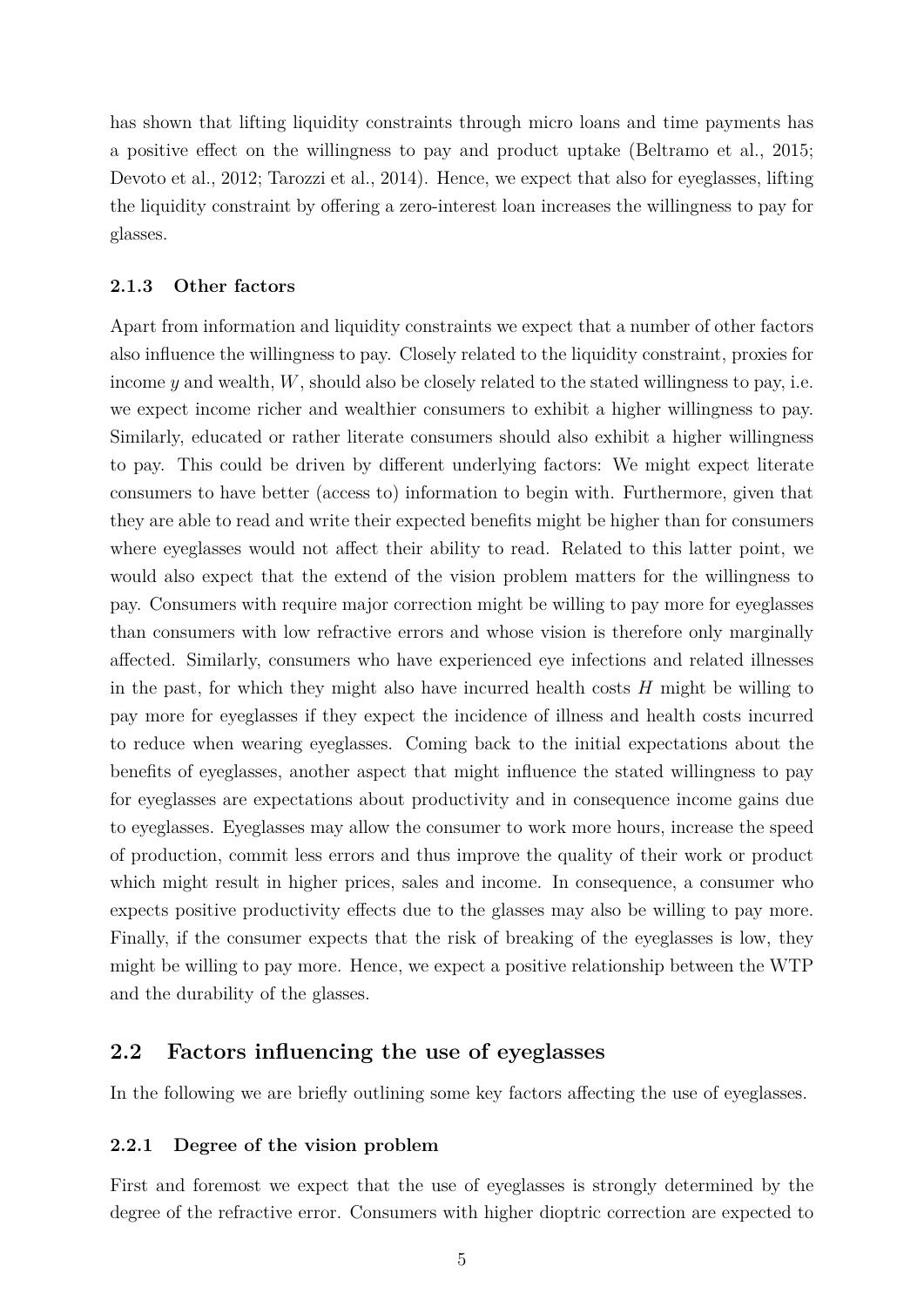has shown that lifting liquidity constraints through micro loans and time payments has a positive effect on the willingness to pay and product uptake (Beltramo et al., 2015; Devoto et al., 2012; Tarozzi et al., 2014). Hence, we expect that also for eyeglasses, lifting the liquidity constraint by offering a zero-interest loan increases the willingness to pay for glasses.

### 2.1.3 Other factors

Apart from information and liquidity constraints we expect that a number of other factors also influence the willingness to pay. Closely related to the liquidity constraint, proxies for income $y$ and wealth, $W$, should also be closely related to the stated willingness to pay, i.e. we expect income richer and wealthier consumers to exhibit a higher willingness to pay. Similarly, educated or rather literate consumers should also exhibit a higher willingness to pay. This could be driven by different underlying factors: We might expect literate consumers to have better (access to) information to begin with. Furthermore, given that they are able to read and write their expected benefits might be higher than for consumers where eyeglasses would not affect their ability to read. Related to this latter point, we would also expect that the extend of the vision problem matters for the willingness to pay. Consumers with require major correction might be willing to pay more for eyeglasses than consumers with low refractive errors and whose vision is therefore only marginally affected. Similarly, consumers who have experienced eye infections and related illnesses in the past, for which they might also have incurred health costs $H$ might be willing to pay more for eyeglasses if they expect the incidence of illness and health costs incurred to reduce when wearing eyeglasses. Coming back to the initial expectations about the benefits of eyeglasses, another aspect that might influence the stated willingness to pay for eyeglasses are expectations about productivity and in consequence income gains due to eyeglasses. Eyeglasses may allow the consumer to work more hours, increase the speed of production, commit less errors and thus improve the quality of their work or product which might result in higher prices, sales and income. In consequence, a consumer who expects positive productivity effects due to the glasses may also be willing to pay more. Finally, if the consumer expects that the risk of breaking of the eyeglasses is low, they might be willing to pay more. Hence, we expect a positive relationship between the WTP and the durability of the glasses.

## 2.2 Factors influencing the use of eyeglasses

In the following we are briefly outlining some key factors affecting the use of eyeglasses.

### 2.2.1 Degree of the vision problem

First and foremost we expect that the use of eyeglasses is strongly determined by the degree of the refractive error. Consumers with higher dioptric correction are expected to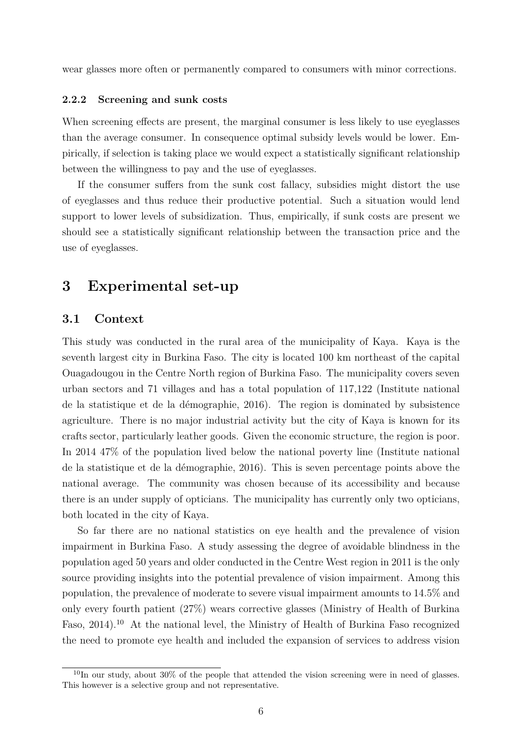wear glasses more often or permanently compared to consumers with minor corrections.

#### 2.2.2 Screening and sunk costs

When screening effects are present, the marginal consumer is less likely to use eyeglasses than the average consumer. In consequence optimal subsidy levels would be lower. Empirically, if selection is taking place we would expect a statistically significant relationship between the willingness to pay and the use of eyeglasses.

If the consumer suffers from the sunk cost fallacy, subsidies might distort the use of eyeglasses and thus reduce their productive potential. Such a situation would lend support to lower levels of subsidization. Thus, empirically, if sunk costs are present we should see a statistically significant relationship between the transaction price and the use of eyeglasses.

# 3 Experimental set-up

## 3.1 Context

This study was conducted in the rural area of the municipality of Kaya. Kaya is the seventh largest city in Burkina Faso. The city is located 100 km northeast of the capital Ouagadougou in the Centre North region of Burkina Faso. The municipality covers seven urban sectors and 71 villages and has a total population of 117,122 (Institute national de la statistique et de la démographie, 2016). The region is dominated by subsistence agriculture. There is no major industrial activity but the city of Kaya is known for its crafts sector, particularly leather goods. Given the economic structure, the region is poor. In 2014 47% of the population lived below the national poverty line (Institute national de la statistique et de la démographie, 2016). This is seven percentage points above the national average. The community was chosen because of its accessibility and because there is an under supply of opticians. The municipality has currently only two opticians, both located in the city of Kaya.

So far there are no national statistics on eye health and the prevalence of vision impairment in Burkina Faso. A study assessing the degree of avoidable blindness in the population aged 50 years and older conducted in the Centre West region in 2011 is the only source providing insights into the potential prevalence of vision impairment. Among this population, the prevalence of moderate to severe visual impairment amounts to 14.5% and only every fourth patient (27%) wears corrective glasses (Ministry of Health of Burkina Faso, 2014).[10] At the national level, the Ministry of Health of Burkina Faso recognized the need to promote eye health and included the expansion of services to address vision

[10] In our study, about 30% of the people that attended the vision screening were in need of glasses. This however is a selective group and not representative.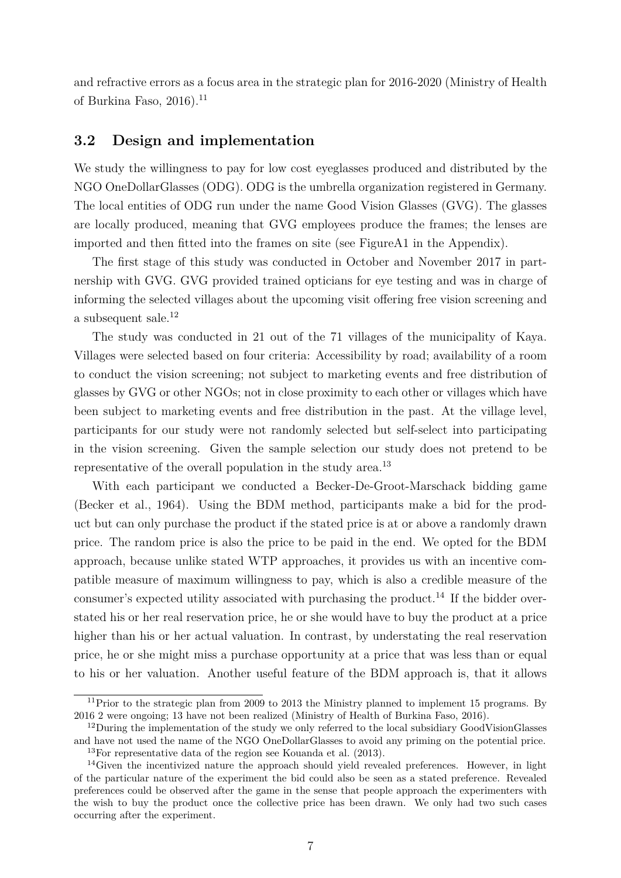and refractive errors as a focus area in the strategic plan for 2016-2020 (Ministry of Health of Burkina Faso, 2016).[11]

### 3.2 Design and implementation

We study the willingness to pay for low cost eyeglasses produced and distributed by the NGO OneDollarGlasses (ODG). ODG is the umbrella organization registered in Germany. The local entities of ODG run under the name Good Vision Glasses (GVG). The glasses are locally produced, meaning that GVG employees produce the frames; the lenses are imported and then fitted into the frames on site (see FigureA1 in the Appendix).

The first stage of this study was conducted in October and November 2017 in partnership with GVG. GVG provided trained opticians for eye testing and was in charge of informing the selected villages about the upcoming visit offering free vision screening and a subsequent sale.[12]

The study was conducted in 21 out of the 71 villages of the municipality of Kaya. Villages were selected based on four criteria: Accessibility by road; availability of a room to conduct the vision screening; not subject to marketing events and free distribution of glasses by GVG or other NGOs; not in close proximity to each other or villages which have been subject to marketing events and free distribution in the past. At the village level, participants for our study were not randomly selected but self-select into participating in the vision screening. Given the sample selection our study does not pretend to be representative of the overall population in the study area.[13]

With each participant we conducted a Becker-De-Groot-Marschack bidding game (Becker et al., 1964). Using the BDM method, participants make a bid for the product but can only purchase the product if the stated price is at or above a randomly drawn price. The random price is also the price to be paid in the end. We opted for the BDM approach, because unlike stated WTP approaches, it provides us with an incentive compatible measure of maximum willingness to pay, which is also a credible measure of the consumer's expected utility associated with purchasing the product.[14] If the bidder overstated his or her real reservation price, he or she would have to buy the product at a price higher than his or her actual valuation. In contrast, by understating the real reservation price, he or she might miss a purchase opportunity at a price that was less than or equal to his or her valuation. Another useful feature of the BDM approach is, that it allows

[11] Prior to the strategic plan from 2009 to 2013 the Ministry planned to implement 15 programs. By 2016 2 were ongoing; 13 have not been realized (Ministry of Health of Burkina Faso, 2016).

[12] During the implementation of the study we only referred to the local subsidiary GoodVisionGlasses and have not used the name of the NGO OneDollarGlasses to avoid any priming on the potential price.

[13] For representative data of the region see Kouanda et al. (2013).

[14] Given the incentivized nature the approach should yield revealed preferences. However, in light of the particular nature of the experiment the bid could also be seen as a stated preference. Revealed preferences could be observed after the game in the sense that people approach the experimenters with the wish to buy the product once the collective price has been drawn. We only had two such cases occurring after the experiment.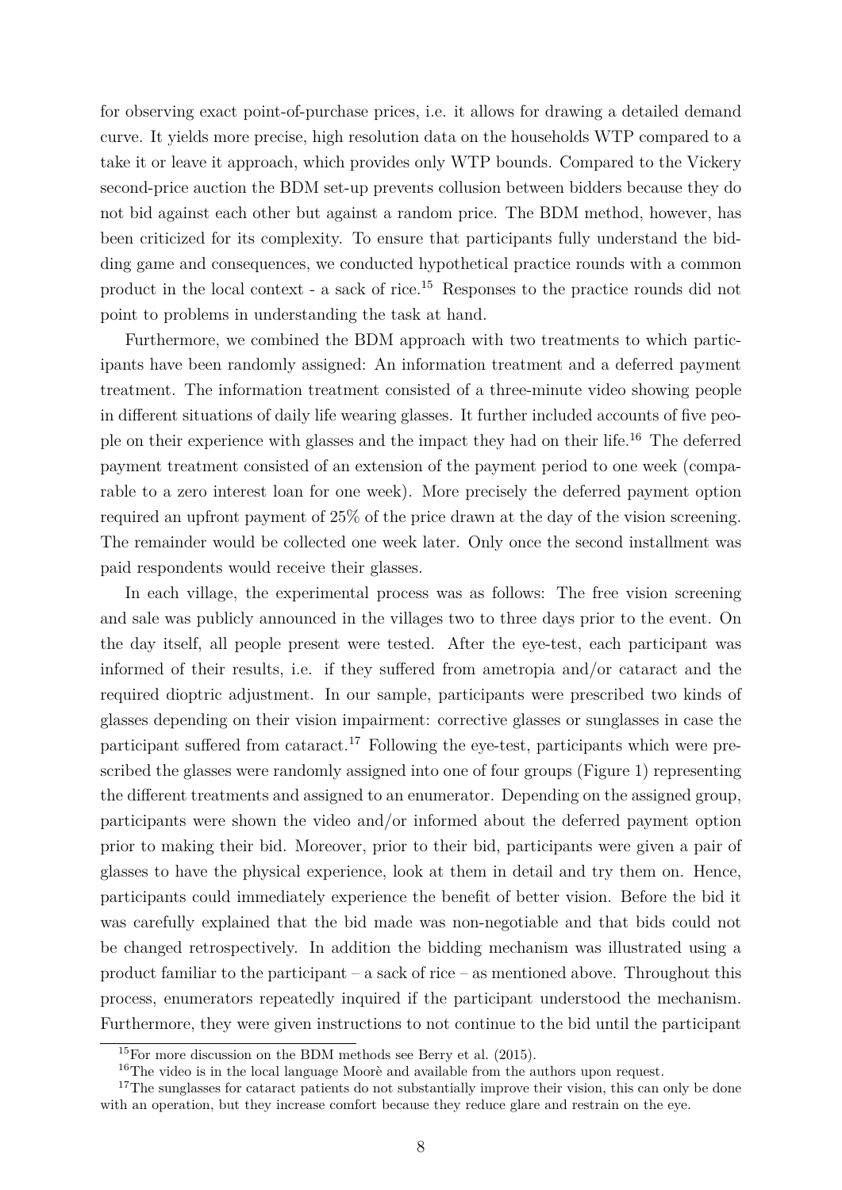for observing exact point-of-purchase prices, i.e. it allows for drawing a detailed demand curve. It yields more precise, high resolution data on the households WTP compared to a take it or leave it approach, which provides only WTP bounds. Compared to the Vickery second-price auction the BDM set-up prevents collusion between bidders because they do not bid against each other but against a random price. The BDM method, however, has been criticized for its complexity. To ensure that participants fully understand the bidding game and consequences, we conducted hypothetical practice rounds with a common product in the local context - a sack of rice.[15] Responses to the practice rounds did not point to problems in understanding the task at hand.

Furthermore, we combined the BDM approach with two treatments to which participants have been randomly assigned: An information treatment and a deferred payment treatment. The information treatment consisted of a three-minute video showing people in different situations of daily life wearing glasses. It further included accounts of five people on their experience with glasses and the impact they had on their life.[16] The deferred payment treatment consisted of an extension of the payment period to one week (comparable to a zero interest loan for one week). More precisely the deferred payment option required an upfront payment of 25% of the price drawn at the day of the vision screening. The remainder would be collected one week later. Only once the second installment was paid respondents would receive their glasses.

In each village, the experimental process was as follows: The free vision screening and sale was publicly announced in the villages two to three days prior to the event. On the day itself, all people present were tested. After the eye-test, each participant was informed of their results, i.e. if they suffered from ametropia and/or cataract and the required dioptric adjustment. In our sample, participants were prescribed two kinds of glasses depending on their vision impairment: corrective glasses or sunglasses in case the participant suffered from cataract.[17] Following the eye-test, participants which were prescribed the glasses were randomly assigned into one of four groups (Figure 1) representing the different treatments and assigned to an enumerator. Depending on the assigned group, participants were shown the video and/or informed about the deferred payment option prior to making their bid. Moreover, prior to their bid, participants were given a pair of glasses to have the physical experience, look at them in detail and try them on. Hence, participants could immediately experience the benefit of better vision. Before the bid it was carefully explained that the bid made was non-negotiable and that bids could not be changed retrospectively. In addition the bidding mechanism was illustrated using a product familiar to the participant – a sack of rice – as mentioned above. Throughout this process, enumerators repeatedly inquired if the participant understood the mechanism. Furthermore, they were given instructions to not continue to the bid until the participant

[15] For more discussion on the BDM methods see Berry et al. (2015).

[16] The video is in the local language Moorè and available from the authors upon request.

[17] The sunglasses for cataract patients do not substantially improve their vision, this can only be done with an operation, but they increase comfort because they reduce glare and restrain on the eye.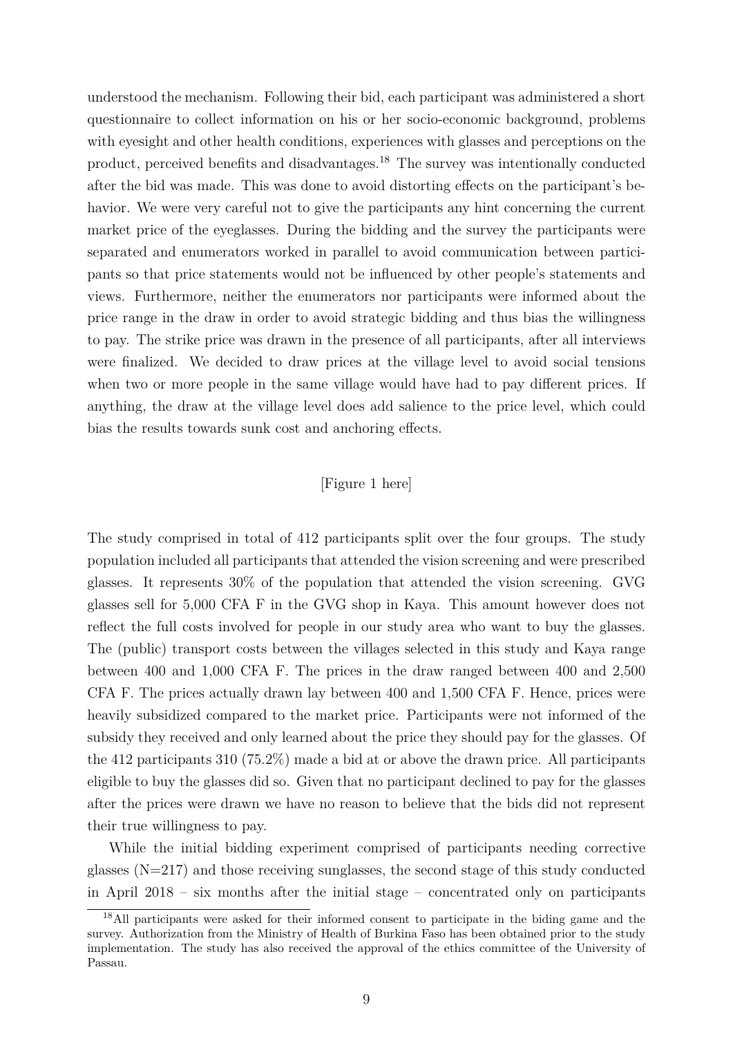understood the mechanism. Following their bid, each participant was administered a short questionnaire to collect information on his or her socio-economic background, problems with eyesight and other health conditions, experiences with glasses and perceptions on the product, perceived benefits and disadvantages.[18] The survey was intentionally conducted after the bid was made. This was done to avoid distorting effects on the participant's behavior. We were very careful not to give the participants any hint concerning the current market price of the eyeglasses. During the bidding and the survey the participants were separated and enumerators worked in parallel to avoid communication between participants so that price statements would not be influenced by other people's statements and views. Furthermore, neither the enumerators nor participants were informed about the price range in the draw in order to avoid strategic bidding and thus bias the willingness to pay. The strike price was drawn in the presence of all participants, after all interviews were finalized. We decided to draw prices at the village level to avoid social tensions when two or more people in the same village would have had to pay different prices. If anything, the draw at the village level does add salience to the price level, which could bias the results towards sunk cost and anchoring effects.

[Figure 1 here]

The study comprised in total of 412 participants split over the four groups. The study population included all participants that attended the vision screening and were prescribed glasses. It represents 30% of the population that attended the vision screening. GVG glasses sell for 5,000 CFA F in the GVG shop in Kaya. This amount however does not reflect the full costs involved for people in our study area who want to buy the glasses. The (public) transport costs between the villages selected in this study and Kaya range between 400 and 1,000 CFA F. The prices in the draw ranged between 400 and 2,500 CFA F. The prices actually drawn lay between 400 and 1,500 CFA F. Hence, prices were heavily subsidized compared to the market price. Participants were not informed of the subsidy they received and only learned about the price they should pay for the glasses. Of the 412 participants 310 (75.2%) made a bid at or above the drawn price. All participants eligible to buy the glasses did so. Given that no participant declined to pay for the glasses after the prices were drawn we have no reason to believe that the bids did not represent their true willingness to pay.

While the initial bidding experiment comprised of participants needing corrective glasses (N=217) and those receiving sunglasses, the second stage of this study conducted in April 2018 – six months after the initial stage – concentrated only on participants

[18] All participants were asked for their informed consent to participate in the biding game and the survey. Authorization from the Ministry of Health of Burkina Faso has been obtained prior to the study implementation. The study has also received the approval of the ethics committee of the University of Passau.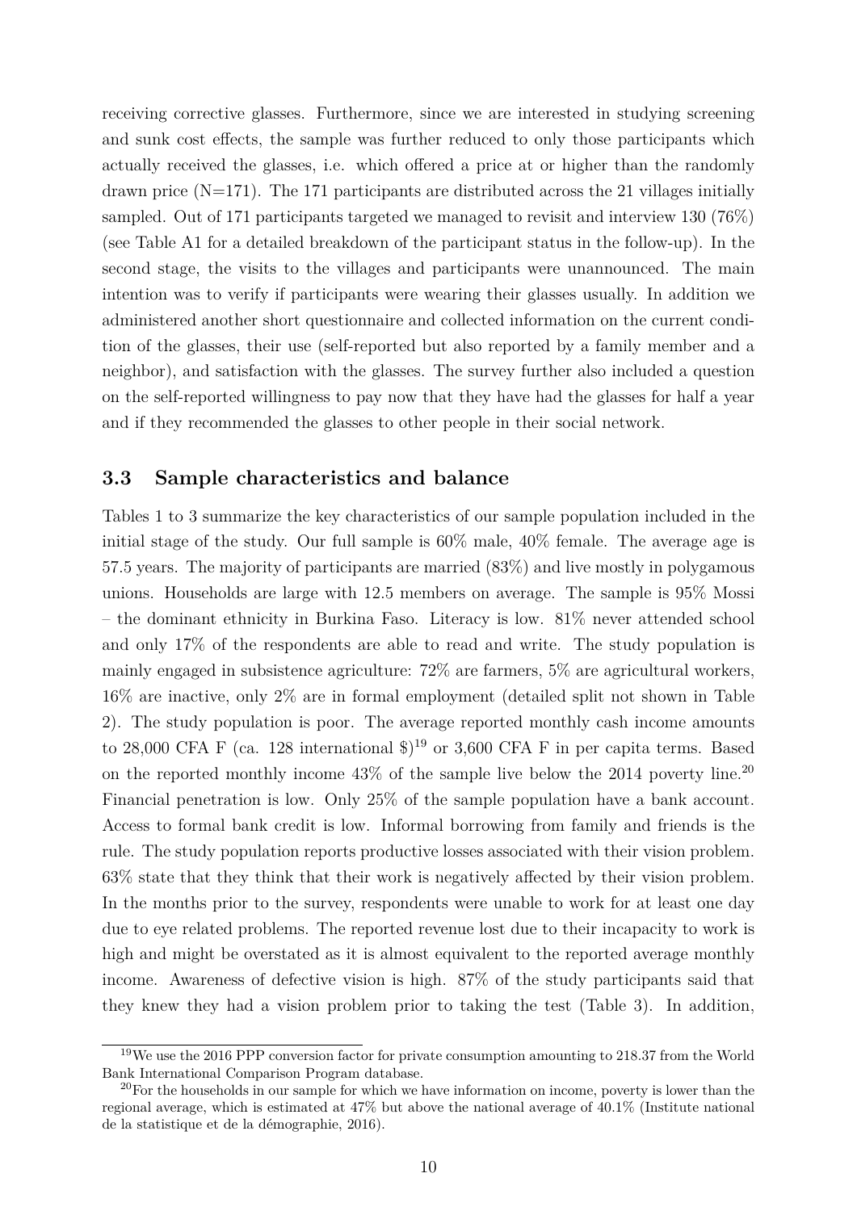receiving corrective glasses. Furthermore, since we are interested in studying screening and sunk cost effects, the sample was further reduced to only those participants which actually received the glasses, i.e. which offered a price at or higher than the randomly drawn price (N=171). The 171 participants are distributed across the 21 villages initially sampled. Out of 171 participants targeted we managed to revisit and interview 130 (76%) (see Table A1 for a detailed breakdown of the participant status in the follow-up). In the second stage, the visits to the villages and participants were unannounced. The main intention was to verify if participants were wearing their glasses usually. In addition we administered another short questionnaire and collected information on the current condition of the glasses, their use (self-reported but also reported by a family member and a neighbor), and satisfaction with the glasses. The survey further also included a question on the self-reported willingness to pay now that they have had the glasses for half a year and if they recommended the glasses to other people in their social network.

### 3.3 Sample characteristics and balance

Tables 1 to 3 summarize the key characteristics of our sample population included in the initial stage of the study. Our full sample is 60% male, 40% female. The average age is 57.5 years. The majority of participants are married (83%) and live mostly in polygamous unions. Households are large with 12.5 members on average. The sample is 95% Mossi – the dominant ethnicity in Burkina Faso. Literacy is low. 81% never attended school and only 17% of the respondents are able to read and write. The study population is mainly engaged in subsistence agriculture: 72% are farmers, 5% are agricultural workers, 16% are inactive, only 2% are in formal employment (detailed split not shown in Table 2). The study population is poor. The average reported monthly cash income amounts to 28,000 CFA F (ca. 128 international $)[19] or 3,600 CFA F in per capita terms. Based on the reported monthly income 43% of the sample live below the 2014 poverty line.[20] Financial penetration is low. Only 25% of the sample population have a bank account. Access to formal bank credit is low. Informal borrowing from family and friends is the rule. The study population reports productive losses associated with their vision problem. 63% state that they think that their work is negatively affected by their vision problem. In the months prior to the survey, respondents were unable to work for at least one day due to eye related problems. The reported revenue lost due to their incapacity to work is high and might be overstated as it is almost equivalent to the reported average monthly income. Awareness of defective vision is high. 87% of the study participants said that they knew they had a vision problem prior to taking the test (Table 3). In addition,

[19] We use the 2016 PPP conversion factor for private consumption amounting to 218.37 from the World Bank International Comparison Program database.

[20] For the households in our sample for which we have information on income, poverty is lower than the regional average, which is estimated at 47% but above the national average of 40.1% (Institute national de la statistique et de la démographie, 2016).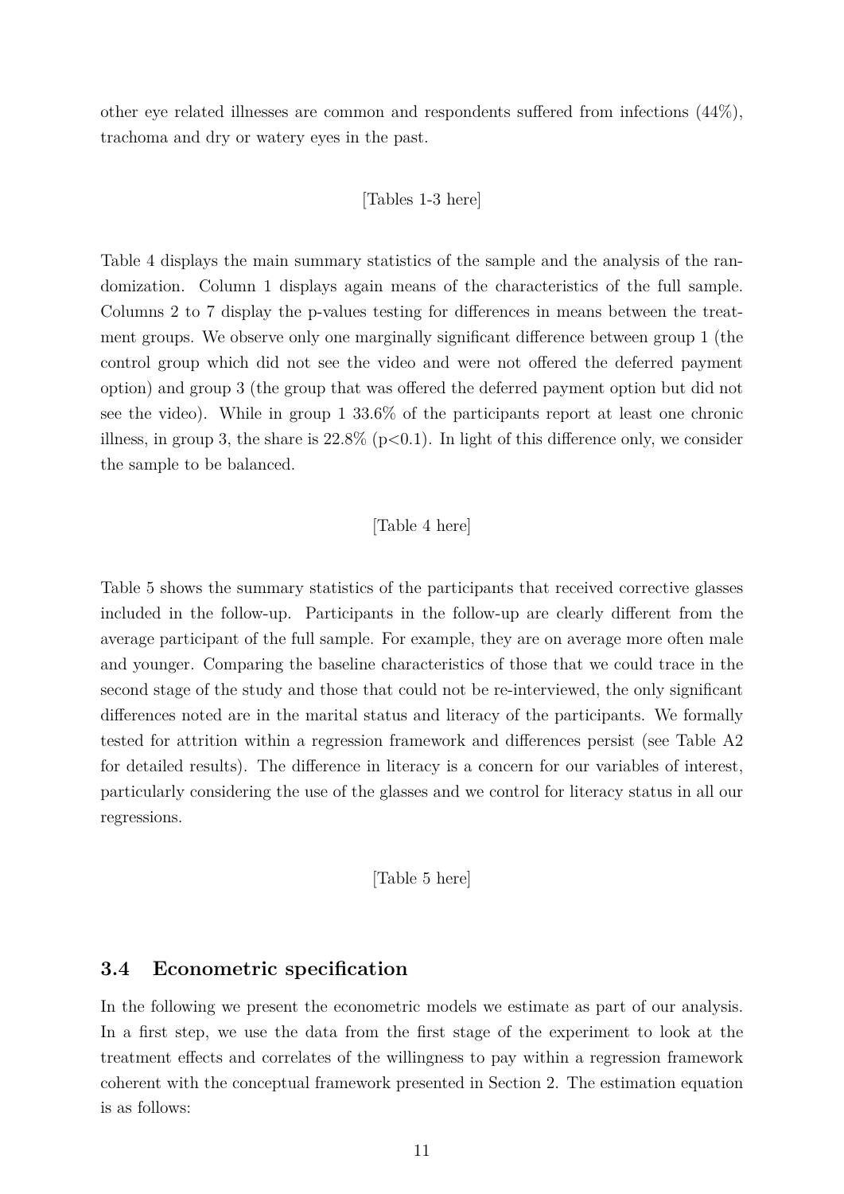other eye related illnesses are common and respondents suffered from infections (44%), trachoma and dry or watery eyes in the past.

[Tables 1-3 here]

Table 4 displays the main summary statistics of the sample and the analysis of the randomization. Column 1 displays again means of the characteristics of the full sample. Columns 2 to 7 display the p-values testing for differences in means between the treatment groups. We observe only one marginally significant difference between group 1 (the control group which did not see the video and were not offered the deferred payment option) and group 3 (the group that was offered the deferred payment option but did not see the video). While in group 1 33.6% of the participants report at least one chronic illness, in group 3, the share is 22.8% ($p<0.1$). In light of this difference only, we consider the sample to be balanced.

[Table 4 here]

Table 5 shows the summary statistics of the participants that received corrective glasses included in the follow-up. Participants in the follow-up are clearly different from the average participant of the full sample. For example, they are on average more often male and younger. Comparing the baseline characteristics of those that we could trace in the second stage of the study and those that could not be re-interviewed, the only significant differences noted are in the marital status and literacy of the participants. We formally tested for attrition within a regression framework and differences persist (see Table A2 for detailed results). The difference in literacy is a concern for our variables of interest, particularly considering the use of the glasses and we control for literacy status in all our regressions.

[Table 5 here]

### 3.4 Econometric specification

In the following we present the econometric models we estimate as part of our analysis. In a first step, we use the data from the first stage of the experiment to look at the treatment effects and correlates of the willingness to pay within a regression framework coherent with the conceptual framework presented in Section 2. The estimation equation is as follows: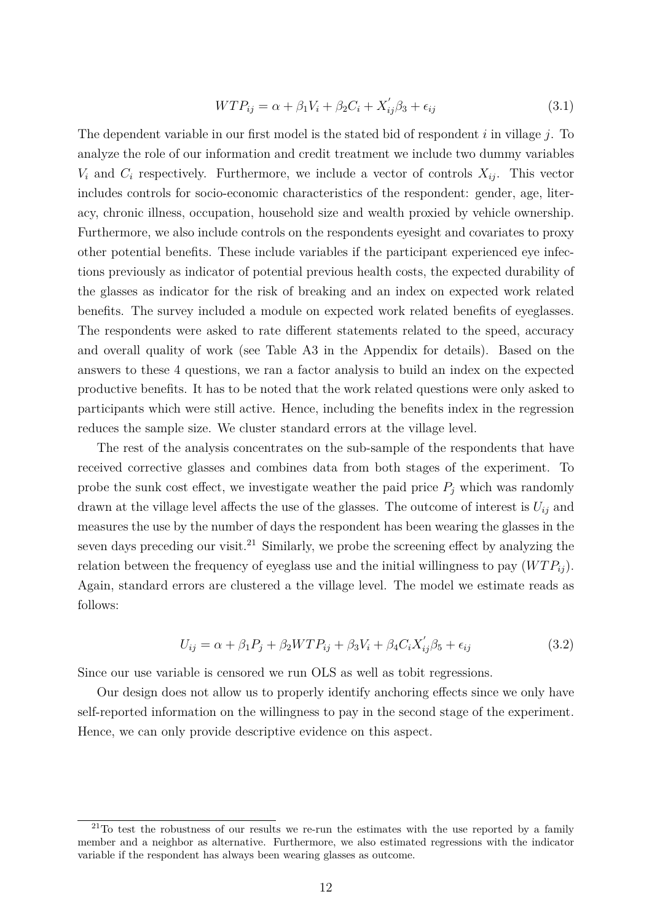$$WTP_{ij} = \alpha + \beta_1 V_i + \beta_2 C_i + X_{ij}^{'}\beta_3 + \epsilon_{ij} \tag{3.1}$$

The dependent variable in our first model is the stated bid of respondent $i$ in village $j$. To analyze the role of our information and credit treatment we include two dummy variables $V_i$ and $C_i$ respectively. Furthermore, we include a vector of controls $X_{ij}$. This vector includes controls for socio-economic characteristics of the respondent: gender, age, literacy, chronic illness, occupation, household size and wealth proxied by vehicle ownership. Furthermore, we also include controls on the respondents eyesight and covariates to proxy other potential benefits. These include variables if the participant experienced eye infections previously as indicator of potential previous health costs, the expected durability of the glasses as indicator for the risk of breaking and an index on expected work related benefits. The survey included a module on expected work related benefits of eyeglasses. The respondents were asked to rate different statements related to the speed, accuracy and overall quality of work (see Table A3 in the Appendix for details). Based on the answers to these 4 questions, we ran a factor analysis to build an index on the expected productive benefits. It has to be noted that the work related questions were only asked to participants which were still active. Hence, including the benefits index in the regression reduces the sample size. We cluster standard errors at the village level.

The rest of the analysis concentrates on the sub-sample of the respondents that have received corrective glasses and combines data from both stages of the experiment. To probe the sunk cost effect, we investigate weather the paid price $P_j$ which was randomly drawn at the village level affects the use of the glasses. The outcome of interest is $U_{ij}$ and measures the use by the number of days the respondent has been wearing the glasses in the seven days preceding our visit.[21] Similarly, we probe the screening effect by analyzing the relation between the frequency of eyeglass use and the initial willingness to pay ($WTP_{ij}$). Again, standard errors are clustered a the village level. The model we estimate reads as follows:

$$U_{ij} = \alpha + \beta_1 P_j + \beta_2 WTP_{ij} + \beta_3 V_i + \beta_4 C_i X_{ij}^{'}\beta_5 + \epsilon_{ij} \tag{3.2}$$

Since our use variable is censored we run OLS as well as tobit regressions.

Our design does not allow us to properly identify anchoring effects since we only have self-reported information on the willingness to pay in the second stage of the experiment. Hence, we can only provide descriptive evidence on this aspect.

[21] To test the robustness of our results we re-run the estimates with the use reported by a family member and a neighbor as alternative. Furthermore, we also estimated regressions with the indicator variable if the respondent has always been wearing glasses as outcome.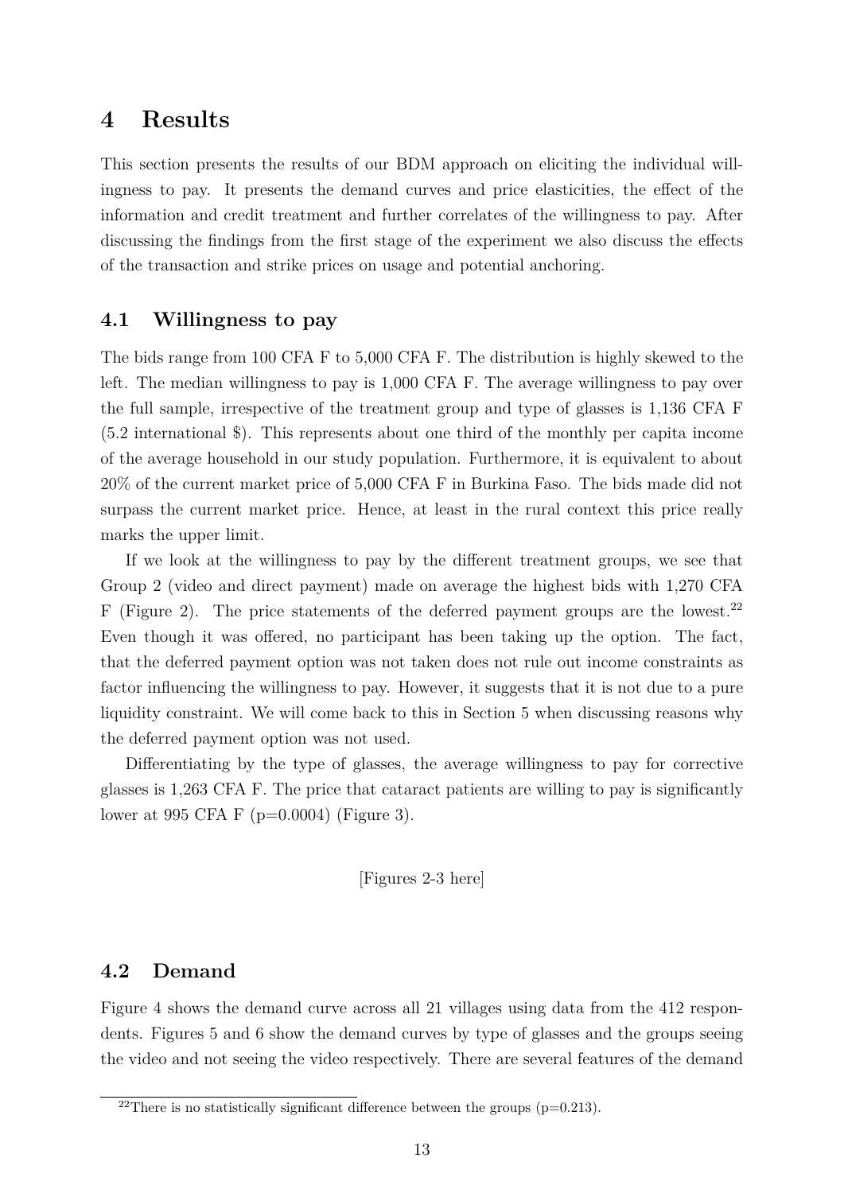# 4 Results

This section presents the results of our BDM approach on eliciting the individual willingness to pay. It presents the demand curves and price elasticities, the effect of the information and credit treatment and further correlates of the willingness to pay. After discussing the findings from the first stage of the experiment we also discuss the effects of the transaction and strike prices on usage and potential anchoring.

## 4.1 Willingness to pay

The bids range from 100 CFA F to 5,000 CFA F. The distribution is highly skewed to the left. The median willingness to pay is 1,000 CFA F. The average willingness to pay over the full sample, irrespective of the treatment group and type of glasses is 1,136 CFA F (5.2 international $). This represents about one third of the monthly per capita income of the average household in our study population. Furthermore, it is equivalent to about 20% of the current market price of 5,000 CFA F in Burkina Faso. The bids made did not surpass the current market price. Hence, at least in the rural context this price really marks the upper limit.

If we look at the willingness to pay by the different treatment groups, we see that Group 2 (video and direct payment) made on average the highest bids with 1,270 CFA F (Figure 2). The price statements of the deferred payment groups are the lowest.[22] Even though it was offered, no participant has been taking up the option. The fact, that the deferred payment option was not taken does not rule out income constraints as factor influencing the willingness to pay. However, it suggests that it is not due to a pure liquidity constraint. We will come back to this in Section 5 when discussing reasons why the deferred payment option was not used.

Differentiating by the type of glasses, the average willingness to pay for corrective glasses is 1,263 CFA F. The price that cataract patients are willing to pay is significantly lower at 995 CFA F (p=0.0004) (Figure 3).

[Figures 2-3 here]

## 4.2 Demand

Figure 4 shows the demand curve across all 21 villages using data from the 412 respondents. Figures 5 and 6 show the demand curves by type of glasses and the groups seeing the video and not seeing the video respectively. There are several features of the demand

[22] There is no statistically significant difference between the groups (p=0.213).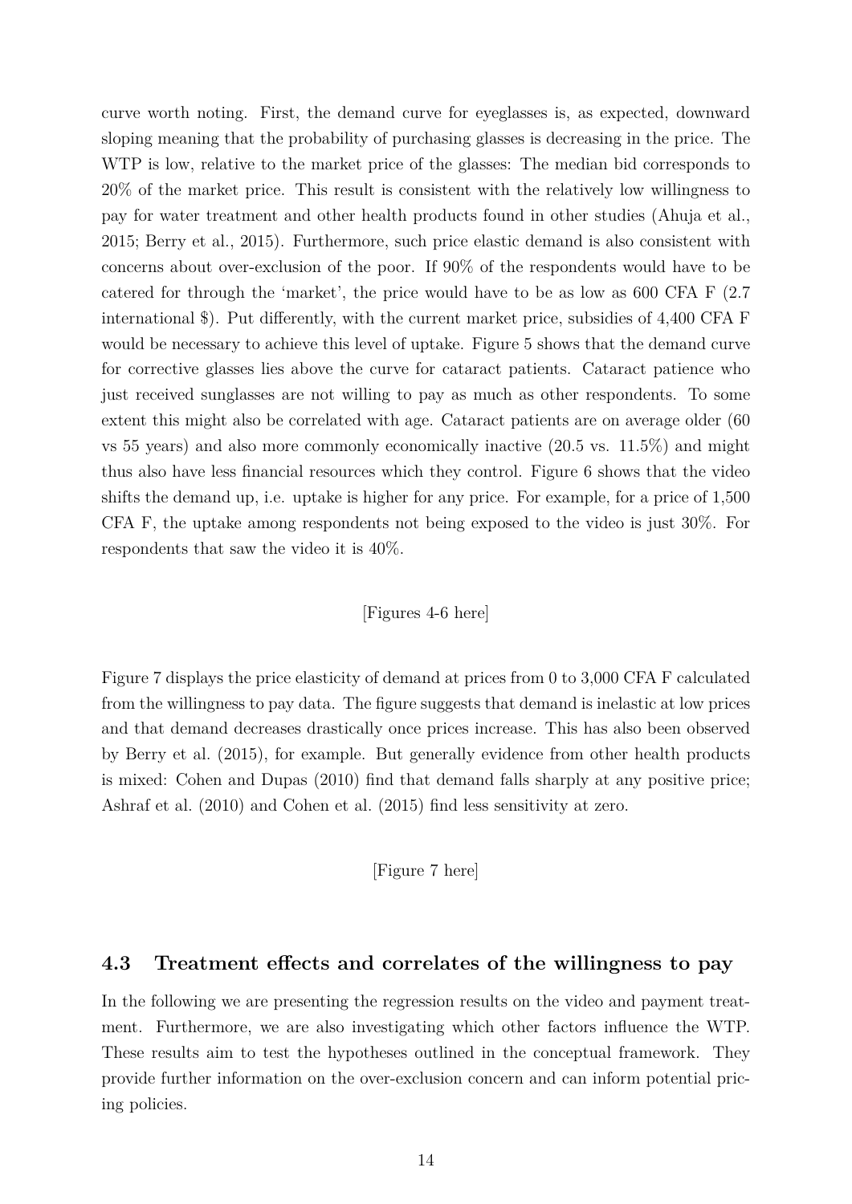curve worth noting. First, the demand curve for eyeglasses is, as expected, downward sloping meaning that the probability of purchasing glasses is decreasing in the price. The WTP is low, relative to the market price of the glasses: The median bid corresponds to 20% of the market price. This result is consistent with the relatively low willingness to pay for water treatment and other health products found in other studies (Ahuja et al., 2015; Berry et al., 2015). Furthermore, such price elastic demand is also consistent with concerns about over-exclusion of the poor. If 90% of the respondents would have to be catered for through the 'market', the price would have to be as low as 600 CFA F (2.7 international $). Put differently, with the current market price, subsidies of 4,400 CFA F would be necessary to achieve this level of uptake. Figure 5 shows that the demand curve for corrective glasses lies above the curve for cataract patients. Cataract patience who just received sunglasses are not willing to pay as much as other respondents. To some extent this might also be correlated with age. Cataract patients are on average older (60 vs 55 years) and also more commonly economically inactive (20.5 vs. 11.5%) and might thus also have less financial resources which they control. Figure 6 shows that the video shifts the demand up, i.e. uptake is higher for any price. For example, for a price of 1,500 CFA F, the uptake among respondents not being exposed to the video is just 30%. For respondents that saw the video it is 40%.

[Figures 4-6 here]

Figure 7 displays the price elasticity of demand at prices from 0 to 3,000 CFA F calculated from the willingness to pay data. The figure suggests that demand is inelastic at low prices and that demand decreases drastically once prices increase. This has also been observed by Berry et al. (2015), for example. But generally evidence from other health products is mixed: Cohen and Dupas (2010) find that demand falls sharply at any positive price; Ashraf et al. (2010) and Cohen et al. (2015) find less sensitivity at zero.

[Figure 7 here]

### 4.3 Treatment effects and correlates of the willingness to pay

In the following we are presenting the regression results on the video and payment treatment. Furthermore, we are also investigating which other factors influence the WTP. These results aim to test the hypotheses outlined in the conceptual framework. They provide further information on the over-exclusion concern and can inform potential pricing policies.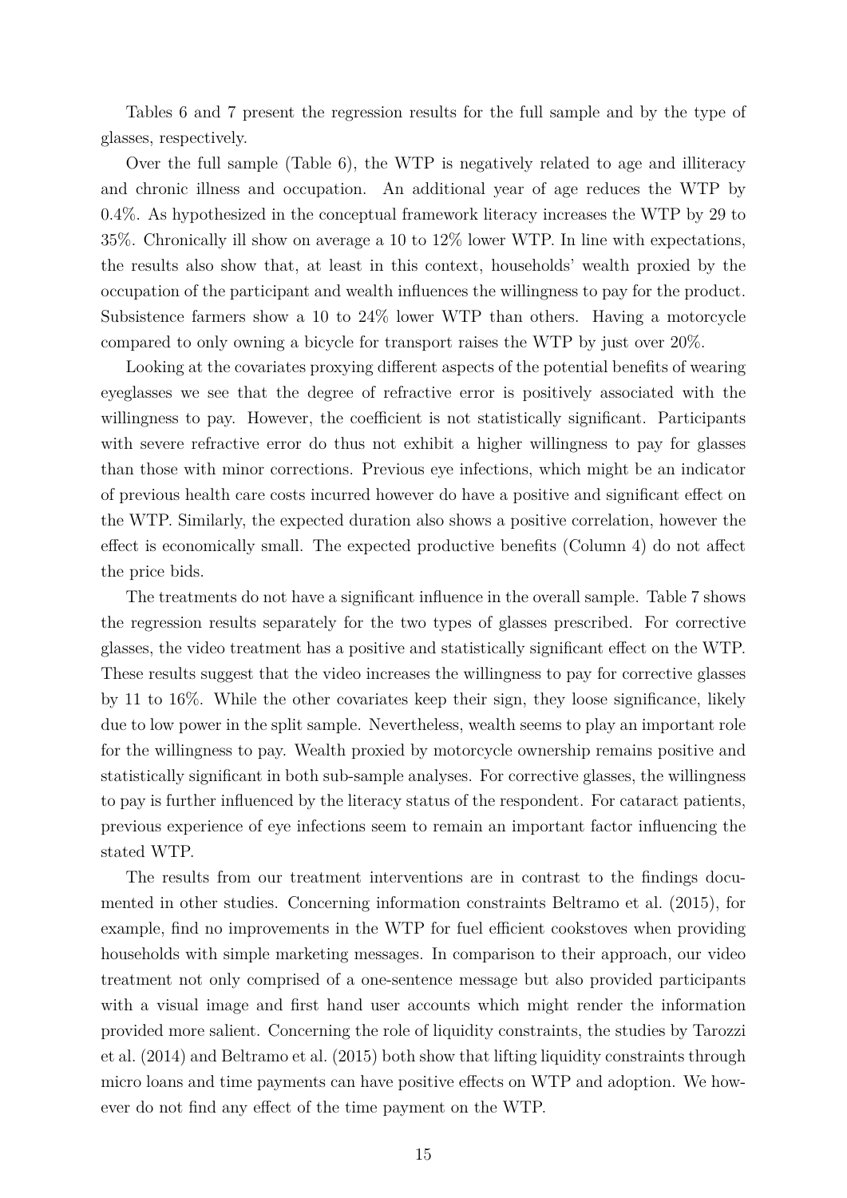Tables 6 and 7 present the regression results for the full sample and by the type of glasses, respectively.

Over the full sample (Table 6), the WTP is negatively related to age and illiteracy and chronic illness and occupation. An additional year of age reduces the WTP by 0.4%. As hypothesized in the conceptual framework literacy increases the WTP by 29 to 35%. Chronically ill show on average a 10 to 12% lower WTP. In line with expectations, the results also show that, at least in this context, households' wealth proxied by the occupation of the participant and wealth influences the willingness to pay for the product. Subsistence farmers show a 10 to 24% lower WTP than others. Having a motorcycle compared to only owning a bicycle for transport raises the WTP by just over 20%.

Looking at the covariates proxying different aspects of the potential benefits of wearing eyeglasses we see that the degree of refractive error is positively associated with the willingness to pay. However, the coefficient is not statistically significant. Participants with severe refractive error do thus not exhibit a higher willingness to pay for glasses than those with minor corrections. Previous eye infections, which might be an indicator of previous health care costs incurred however do have a positive and significant effect on the WTP. Similarly, the expected duration also shows a positive correlation, however the effect is economically small. The expected productive benefits (Column 4) do not affect the price bids.

The treatments do not have a significant influence in the overall sample. Table 7 shows the regression results separately for the two types of glasses prescribed. For corrective glasses, the video treatment has a positive and statistically significant effect on the WTP. These results suggest that the video increases the willingness to pay for corrective glasses by 11 to 16%. While the other covariates keep their sign, they loose significance, likely due to low power in the split sample. Nevertheless, wealth seems to play an important role for the willingness to pay. Wealth proxied by motorcycle ownership remains positive and statistically significant in both sub-sample analyses. For corrective glasses, the willingness to pay is further influenced by the literacy status of the respondent. For cataract patients, previous experience of eye infections seem to remain an important factor influencing the stated WTP.

The results from our treatment interventions are in contrast to the findings documented in other studies. Concerning information constraints Beltramo et al. (2015), for example, find no improvements in the WTP for fuel efficient cookstoves when providing households with simple marketing messages. In comparison to their approach, our video treatment not only comprised of a one-sentence message but also provided participants with a visual image and first hand user accounts which might render the information provided more salient. Concerning the role of liquidity constraints, the studies by Tarozzi et al. (2014) and Beltramo et al. (2015) both show that lifting liquidity constraints through micro loans and time payments can have positive effects on WTP and adoption. We however do not find any effect of the time payment on the WTP.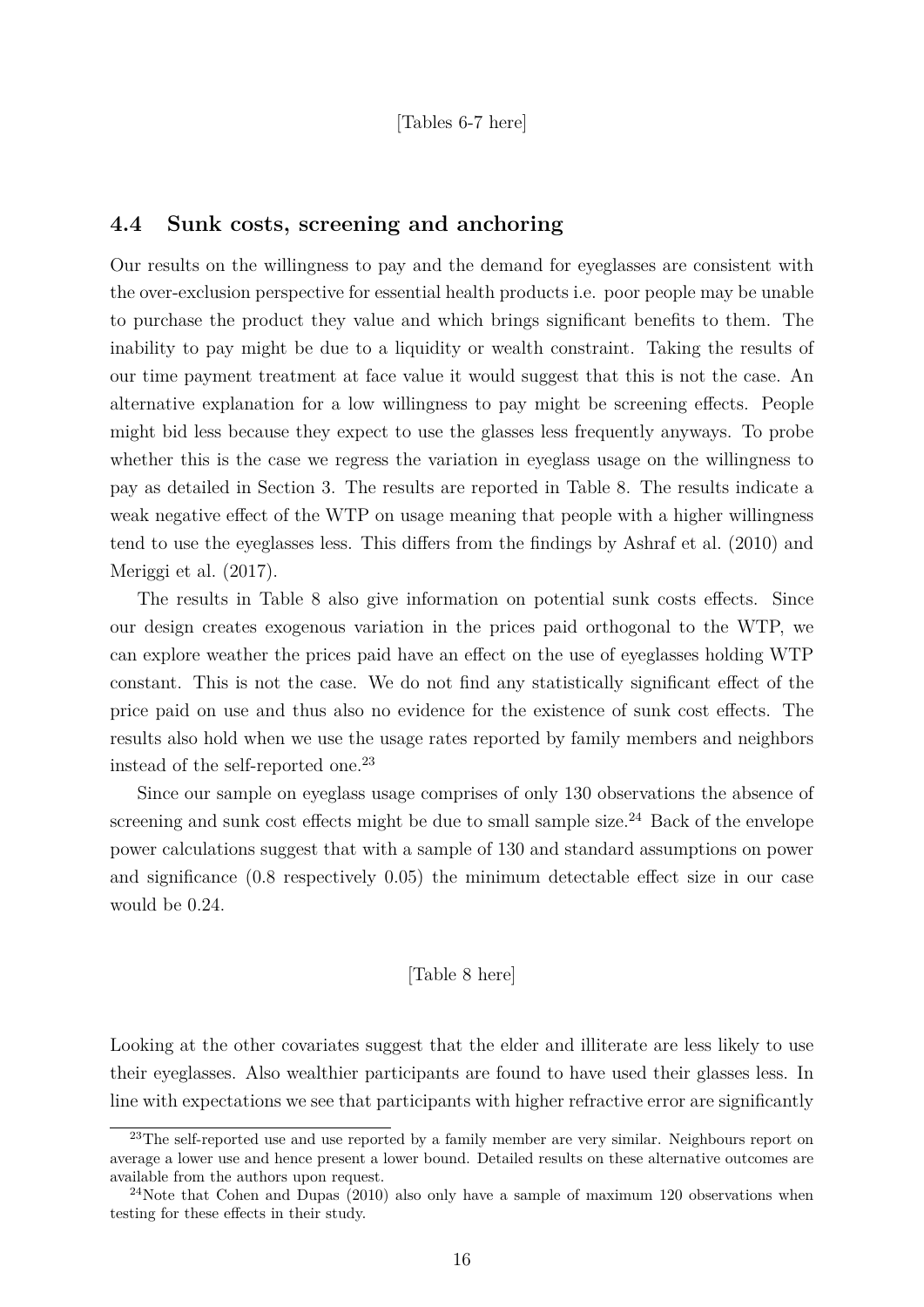[Tables 6-7 here]

### 4.4 Sunk costs, screening and anchoring

Our results on the willingness to pay and the demand for eyeglasses are consistent with the over-exclusion perspective for essential health products i.e. poor people may be unable to purchase the product they value and which brings significant benefits to them. The inability to pay might be due to a liquidity or wealth constraint. Taking the results of our time payment treatment at face value it would suggest that this is not the case. An alternative explanation for a low willingness to pay might be screening effects. People might bid less because they expect to use the glasses less frequently anyways. To probe whether this is the case we regress the variation in eyeglass usage on the willingness to pay as detailed in Section 3. The results are reported in Table 8. The results indicate a weak negative effect of the WTP on usage meaning that people with a higher willingness tend to use the eyeglasses less. This differs from the findings by Ashraf et al. (2010) and Meriggi et al. (2017).

The results in Table 8 also give information on potential sunk costs effects. Since our design creates exogenous variation in the prices paid orthogonal to the WTP, we can explore weather the prices paid have an effect on the use of eyeglasses holding WTP constant. This is not the case. We do not find any statistically significant effect of the price paid on use and thus also no evidence for the existence of sunk cost effects. The results also hold when we use the usage rates reported by family members and neighbors instead of the self-reported one.[23]

Since our sample on eyeglass usage comprises of only 130 observations the absence of screening and sunk cost effects might be due to small sample size.[24] Back of the envelope power calculations suggest that with a sample of 130 and standard assumptions on power and significance (0.8 respectively 0.05) the minimum detectable effect size in our case would be 0.24.

[Table 8 here]

Looking at the other covariates suggest that the elder and illiterate are less likely to use their eyeglasses. Also wealthier participants are found to have used their glasses less. In line with expectations we see that participants with higher refractive error are significantly

[23] The self-reported use and use reported by a family member are very similar. Neighbours report on average a lower use and hence present a lower bound. Detailed results on these alternative outcomes are available from the authors upon request.

[24] Note that Cohen and Dupas (2010) also only have a sample of maximum 120 observations when testing for these effects in their study.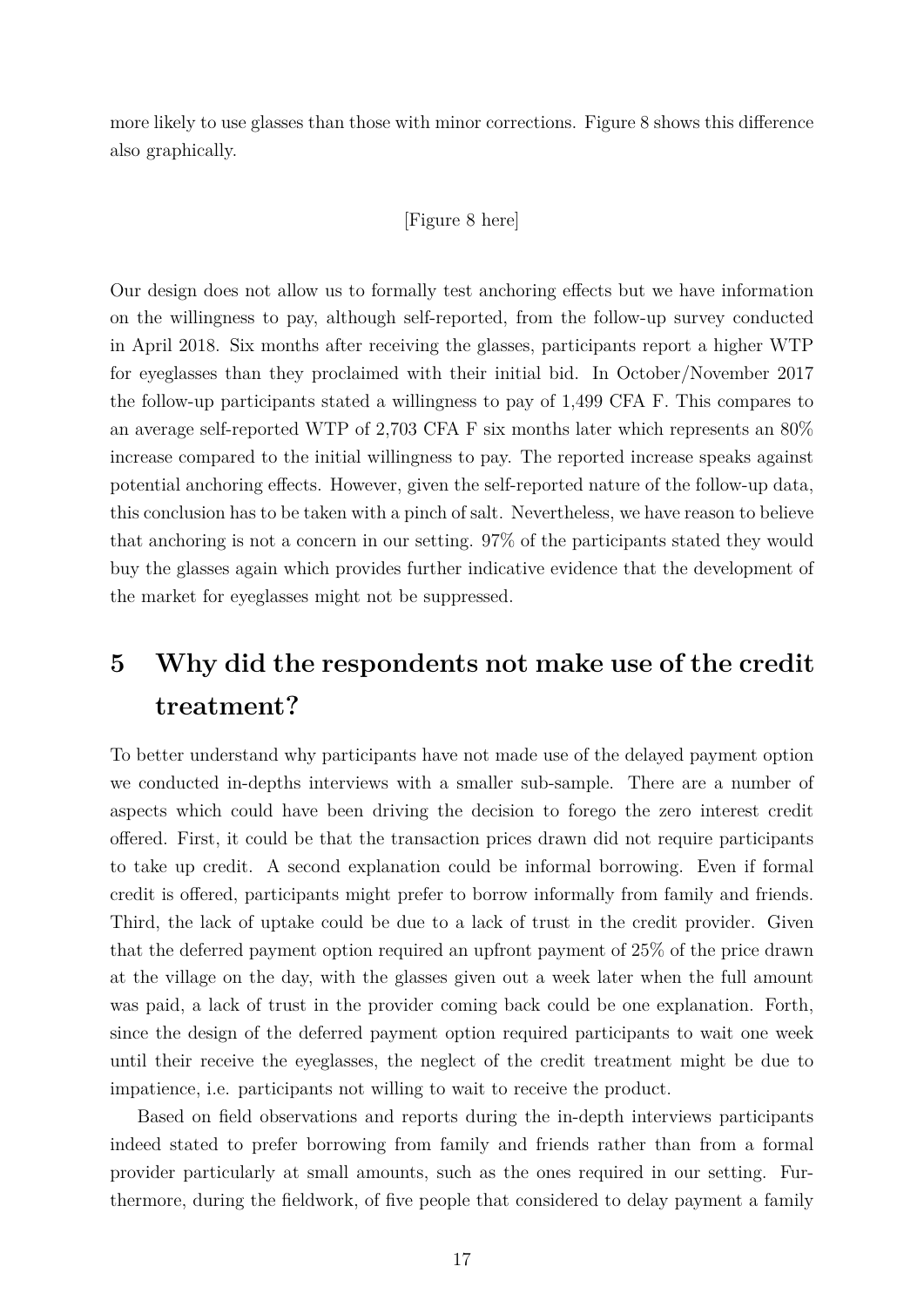more likely to use glasses than those with minor corrections. Figure 8 shows this difference also graphically.

[Figure 8 here]

Our design does not allow us to formally test anchoring effects but we have information on the willingness to pay, although self-reported, from the follow-up survey conducted in April 2018. Six months after receiving the glasses, participants report a higher WTP for eyeglasses than they proclaimed with their initial bid. In October/November 2017 the follow-up participants stated a willingness to pay of 1,499 CFA F. This compares to an average self-reported WTP of 2,703 CFA F six months later which represents an 80% increase compared to the initial willingness to pay. The reported increase speaks against potential anchoring effects. However, given the self-reported nature of the follow-up data, this conclusion has to be taken with a pinch of salt. Nevertheless, we have reason to believe that anchoring is not a concern in our setting. 97% of the participants stated they would buy the glasses again which provides further indicative evidence that the development of the market for eyeglasses might not be suppressed.

# 5 Why did the respondents not make use of the credit treatment?

To better understand why participants have not made use of the delayed payment option we conducted in-depths interviews with a smaller sub-sample. There are a number of aspects which could have been driving the decision to forego the zero interest credit offered. First, it could be that the transaction prices drawn did not require participants to take up credit. A second explanation could be informal borrowing. Even if formal credit is offered, participants might prefer to borrow informally from family and friends. Third, the lack of uptake could be due to a lack of trust in the credit provider. Given that the deferred payment option required an upfront payment of 25% of the price drawn at the village on the day, with the glasses given out a week later when the full amount was paid, a lack of trust in the provider coming back could be one explanation. Forth, since the design of the deferred payment option required participants to wait one week until their receive the eyeglasses, the neglect of the credit treatment might be due to impatience, i.e. participants not willing to wait to receive the product.

Based on field observations and reports during the in-depth interviews participants indeed stated to prefer borrowing from family and friends rather than from a formal provider particularly at small amounts, such as the ones required in our setting. Furthermore, during the fieldwork, of five people that considered to delay payment a family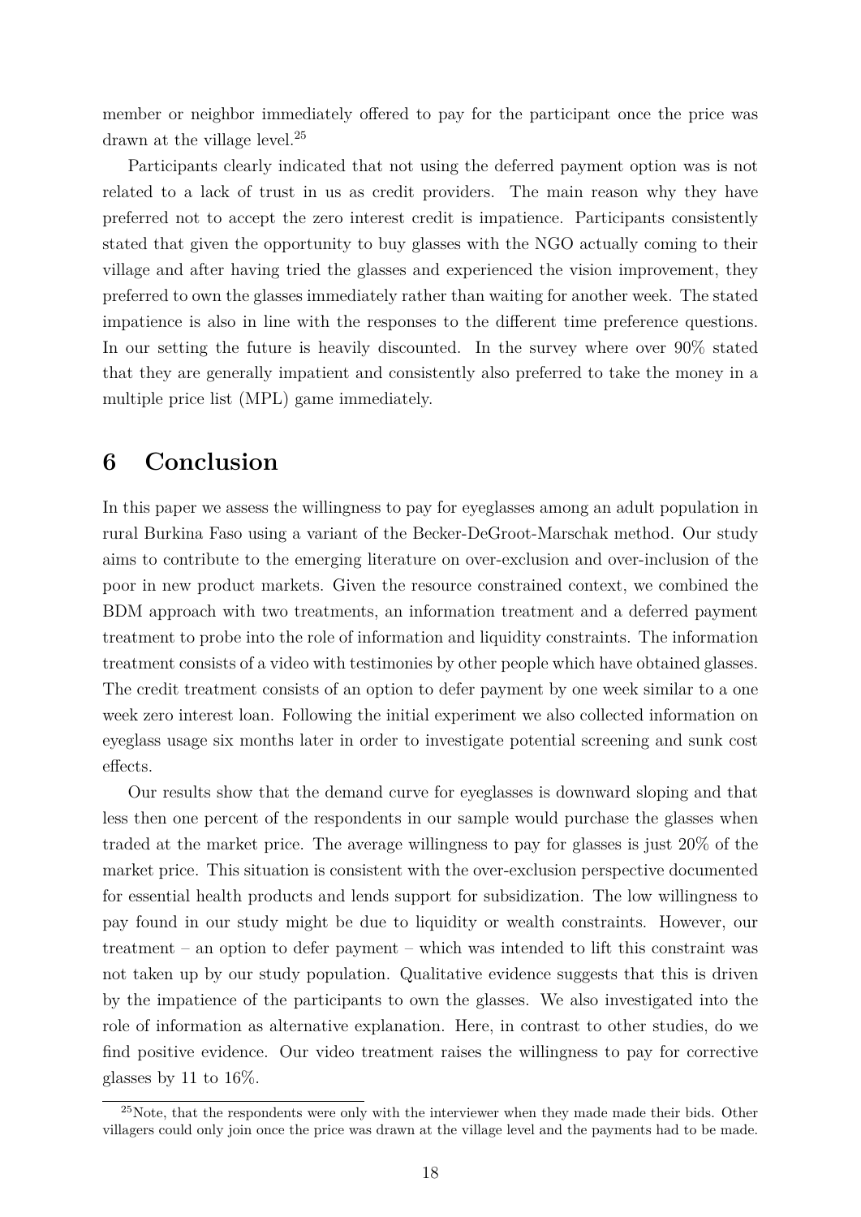member or neighbor immediately offered to pay for the participant once the price was drawn at the village level.[25]

Participants clearly indicated that not using the deferred payment option was is not related to a lack of trust in us as credit providers. The main reason why they have preferred not to accept the zero interest credit is impatience. Participants consistently stated that given the opportunity to buy glasses with the NGO actually coming to their village and after having tried the glasses and experienced the vision improvement, they preferred to own the glasses immediately rather than waiting for another week. The stated impatience is also in line with the responses to the different time preference questions. In our setting the future is heavily discounted. In the survey where over 90% stated that they are generally impatient and consistently also preferred to take the money in a multiple price list (MPL) game immediately.

# 6 Conclusion

In this paper we assess the willingness to pay for eyeglasses among an adult population in rural Burkina Faso using a variant of the Becker-DeGroot-Marschak method. Our study aims to contribute to the emerging literature on over-exclusion and over-inclusion of the poor in new product markets. Given the resource constrained context, we combined the BDM approach with two treatments, an information treatment and a deferred payment treatment to probe into the role of information and liquidity constraints. The information treatment consists of a video with testimonies by other people which have obtained glasses. The credit treatment consists of an option to defer payment by one week similar to a one week zero interest loan. Following the initial experiment we also collected information on eyeglass usage six months later in order to investigate potential screening and sunk cost effects.

Our results show that the demand curve for eyeglasses is downward sloping and that less then one percent of the respondents in our sample would purchase the glasses when traded at the market price. The average willingness to pay for glasses is just 20% of the market price. This situation is consistent with the over-exclusion perspective documented for essential health products and lends support for subsidization. The low willingness to pay found in our study might be due to liquidity or wealth constraints. However, our treatment – an option to defer payment – which was intended to lift this constraint was not taken up by our study population. Qualitative evidence suggests that this is driven by the impatience of the participants to own the glasses. We also investigated into the role of information as alternative explanation. Here, in contrast to other studies, do we find positive evidence. Our video treatment raises the willingness to pay for corrective glasses by 11 to 16%.

[25]Note, that the respondents were only with the interviewer when they made made their bids. Other villagers could only join once the price was drawn at the village level and the payments had to be made.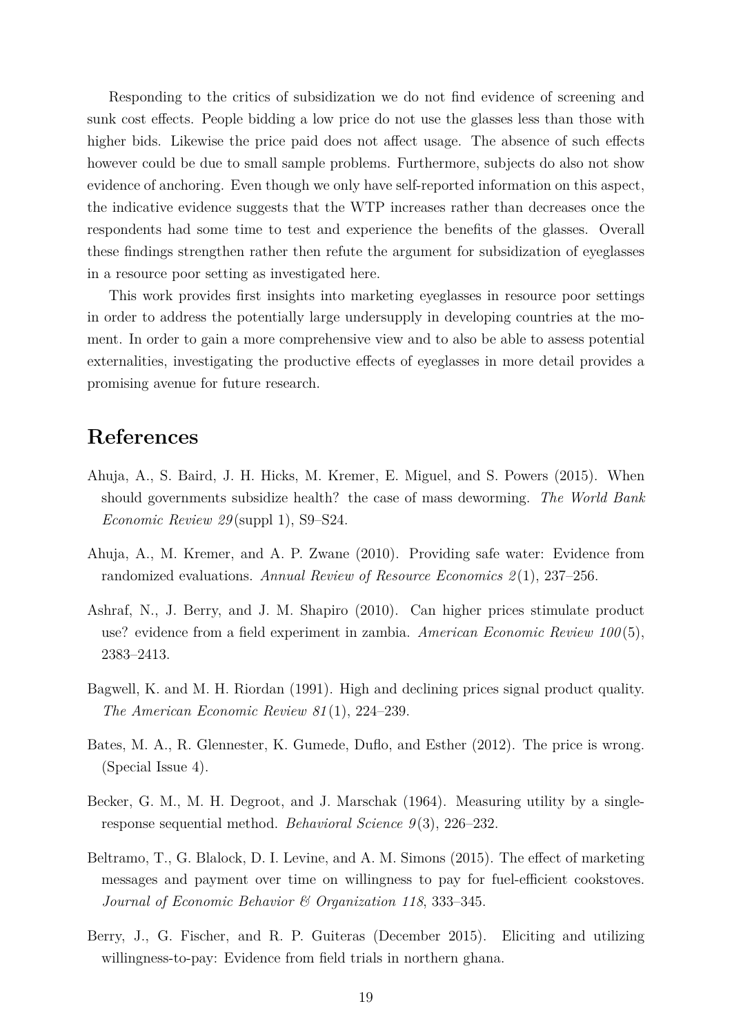Responding to the critics of subsidization we do not find evidence of screening and sunk cost effects. People bidding a low price do not use the glasses less than those with higher bids. Likewise the price paid does not affect usage. The absence of such effects however could be due to small sample problems. Furthermore, subjects do also not show evidence of anchoring. Even though we only have self-reported information on this aspect, the indicative evidence suggests that the WTP increases rather than decreases once the respondents had some time to test and experience the benefits of the glasses. Overall these findings strengthen rather then refute the argument for subsidization of eyeglasses in a resource poor setting as investigated here.

This work provides first insights into marketing eyeglasses in resource poor settings in order to address the potentially large undersupply in developing countries at the moment. In order to gain a more comprehensive view and to also be able to assess potential externalities, investigating the productive effects of eyeglasses in more detail provides a promising avenue for future research.

## References

Ahuja, A., S. Baird, J. H. Hicks, M. Kremer, E. Miguel, and S. Powers (2015). When should governments subsidize health? the case of mass deworming. *The World Bank Economic Review 29*(suppl 1), S9–S24.

Ahuja, A., M. Kremer, and A. P. Zwane (2010). Providing safe water: Evidence from randomized evaluations. *Annual Review of Resource Economics 2*(1), 237–256.

Ashraf, N., J. Berry, and J. M. Shapiro (2010). Can higher prices stimulate product use? evidence from a field experiment in zambia. *American Economic Review 100*(5), 2383–2413.

Bagwell, K. and M. H. Riordan (1991). High and declining prices signal product quality. *The American Economic Review 81*(1), 224–239.

Bates, M. A., R. Glennester, K. Gumede, Duflo, and Esther (2012). The price is wrong. (Special Issue 4).

Becker, G. M., M. H. Degroot, and J. Marschak (1964). Measuring utility by a single-response sequential method. *Behavioral Science 9*(3), 226–232.

Beltramo, T., G. Blalock, D. I. Levine, and A. M. Simons (2015). The effect of marketing messages and payment over time on willingness to pay for fuel-efficient cookstoves. *Journal of Economic Behavior & Organization 118*, 333–345.

Berry, J., G. Fischer, and R. P. Guiteras (December 2015). Eliciting and utilizing willingness-to-pay: Evidence from field trials in northern ghana.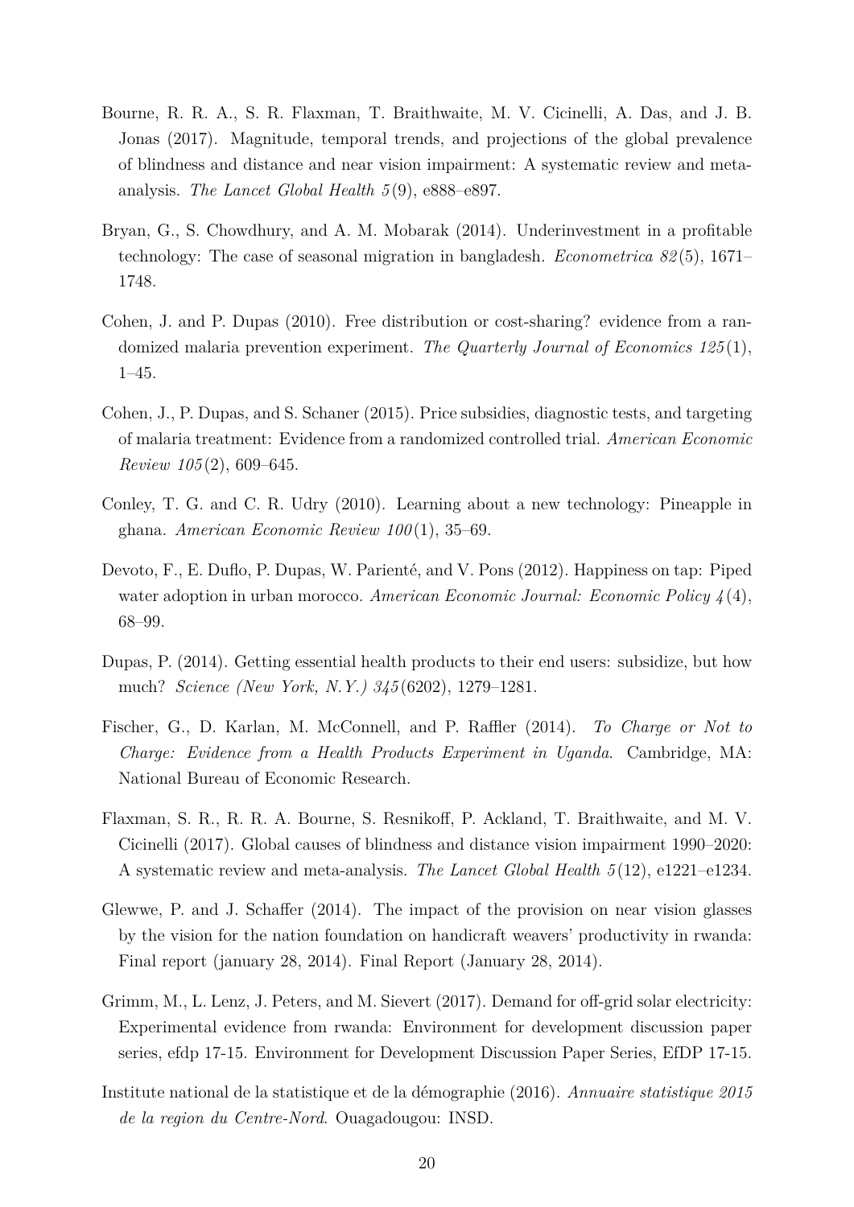Bourne, R. R. A., S. R. Flaxman, T. Braithwaite, M. V. Cicinelli, A. Das, and J. B. Jonas (2017). Magnitude, temporal trends, and projections of the global prevalence of blindness and distance and near vision impairment: A systematic review and meta-analysis. *The Lancet Global Health 5*(9), e888–e897.

Bryan, G., S. Chowdhury, and A. M. Mobarak (2014). Underinvestment in a profitable technology: The case of seasonal migration in bangladesh. *Econometrica 82*(5), 1671–1748.

Cohen, J. and P. Dupas (2010). Free distribution or cost-sharing? evidence from a randomized malaria prevention experiment. *The Quarterly Journal of Economics 125*(1), 1–45.

Cohen, J., P. Dupas, and S. Schaner (2015). Price subsidies, diagnostic tests, and targeting of malaria treatment: Evidence from a randomized controlled trial. *American Economic Review 105*(2), 609–645.

Conley, T. G. and C. R. Udry (2010). Learning about a new technology: Pineapple in ghana. *American Economic Review 100*(1), 35–69.

Devoto, F., E. Duflo, P. Dupas, W. Parienté, and V. Pons (2012). Happiness on tap: Piped water adoption in urban morocco. *American Economic Journal: Economic Policy 4*(4), 68–99.

Dupas, P. (2014). Getting essential health products to their end users: subsidize, but how much? *Science (New York, N.Y.) 345*(6202), 1279–1281.

Fischer, G., D. Karlan, M. McConnell, and P. Raffler (2014). *To Charge or Not to Charge: Evidence from a Health Products Experiment in Uganda*. Cambridge, MA: National Bureau of Economic Research.

Flaxman, S. R., R. R. A. Bourne, S. Resnikoff, P. Ackland, T. Braithwaite, and M. V. Cicinelli (2017). Global causes of blindness and distance vision impairment 1990–2020: A systematic review and meta-analysis. *The Lancet Global Health 5*(12), e1221–e1234.

Glewwe, P. and J. Schaffer (2014). The impact of the provision on near vision glasses by the vision for the nation foundation on handicraft weavers' productivity in rwanda: Final report (january 28, 2014). Final Report (January 28, 2014).

Grimm, M., L. Lenz, J. Peters, and M. Sievert (2017). Demand for off-grid solar electricity: Experimental evidence from rwanda: Environment for development discussion paper series, efdp 17-15. Environment for Development Discussion Paper Series, EfDP 17-15.

Institute national de la statistique et de la démographie (2016). *Annuaire statistique 2015 de la region du Centre-Nord*. Ouagadougou: INSD.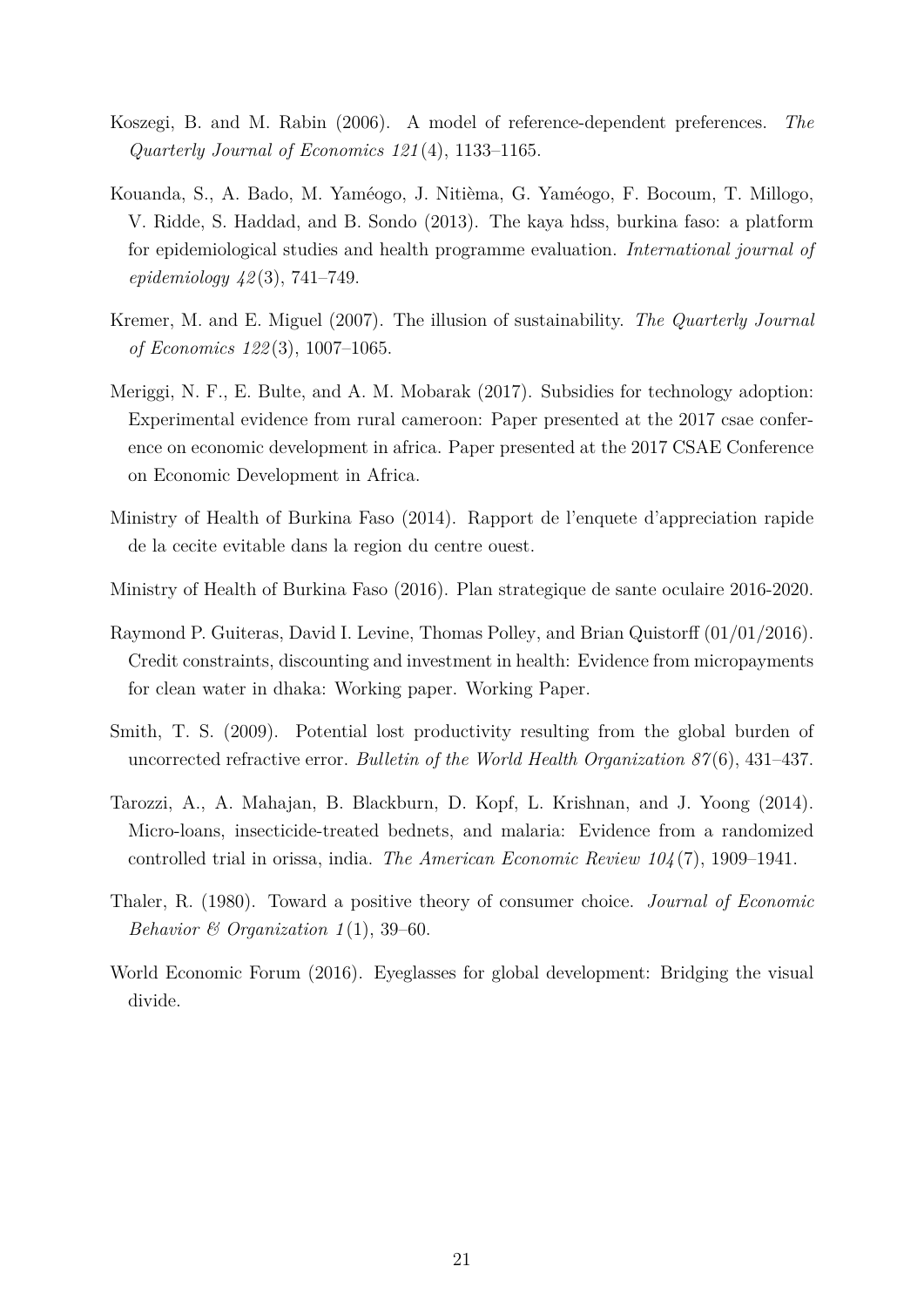Koszegi, B. and M. Rabin (2006). A model of reference-dependent preferences. *The Quarterly Journal of Economics 121*(4), 1133–1165.

Kouanda, S., A. Bado, M. Yaméogo, J. Nitièma, G. Yaméogo, F. Bocoum, T. Millogo, V. Ridde, S. Haddad, and B. Sondo (2013). The kaya hdss, burkina faso: a platform for epidemiological studies and health programme evaluation. *International journal of epidemiology 42*(3), 741–749.

Kremer, M. and E. Miguel (2007). The illusion of sustainability. *The Quarterly Journal of Economics 122*(3), 1007–1065.

Meriggi, N. F., E. Bulte, and A. M. Mobarak (2017). Subsidies for technology adoption: Experimental evidence from rural cameroon: Paper presented at the 2017 csae conference on economic development in africa. Paper presented at the 2017 CSAE Conference on Economic Development in Africa.

Ministry of Health of Burkina Faso (2014). Rapport de l'enquete d'appreciation rapide de la cecite evitable dans la region du centre ouest.

Ministry of Health of Burkina Faso (2016). Plan strategique de sante oculaire 2016-2020.

Raymond P. Guiteras, David I. Levine, Thomas Polley, and Brian Quistorff (01/01/2016). Credit constraints, discounting and investment in health: Evidence from micropayments for clean water in dhaka: Working paper. Working Paper.

Smith, T. S. (2009). Potential lost productivity resulting from the global burden of uncorrected refractive error. *Bulletin of the World Health Organization 87*(6), 431–437.

Tarozzi, A., A. Mahajan, B. Blackburn, D. Kopf, L. Krishnan, and J. Yoong (2014). Micro-loans, insecticide-treated bednets, and malaria: Evidence from a randomized controlled trial in orissa, india. *The American Economic Review 104*(7), 1909–1941.

Thaler, R. (1980). Toward a positive theory of consumer choice. *Journal of Economic Behavior & Organization 1*(1), 39–60.

World Economic Forum (2016). Eyeglasses for global development: Bridging the visual divide.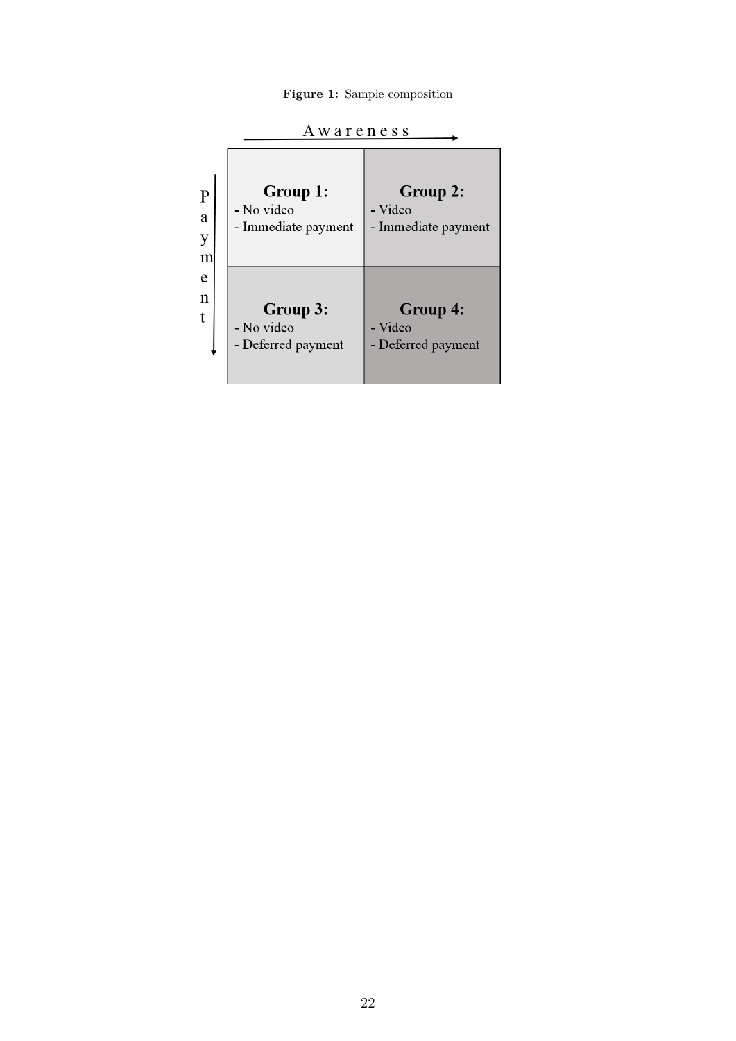**Figure 1:** Sample composition

| | Awareness → | |
|---|---|---|
| **Payment ↓** | **Group 1:**<br>- No video<br>- Immediate payment | **Group 2:**<br>- Video<br>- Immediate payment |
| | **Group 3:**<br>- No video<br>- Deferred payment | **Group 4:**<br>- Video<br>- Deferred payment |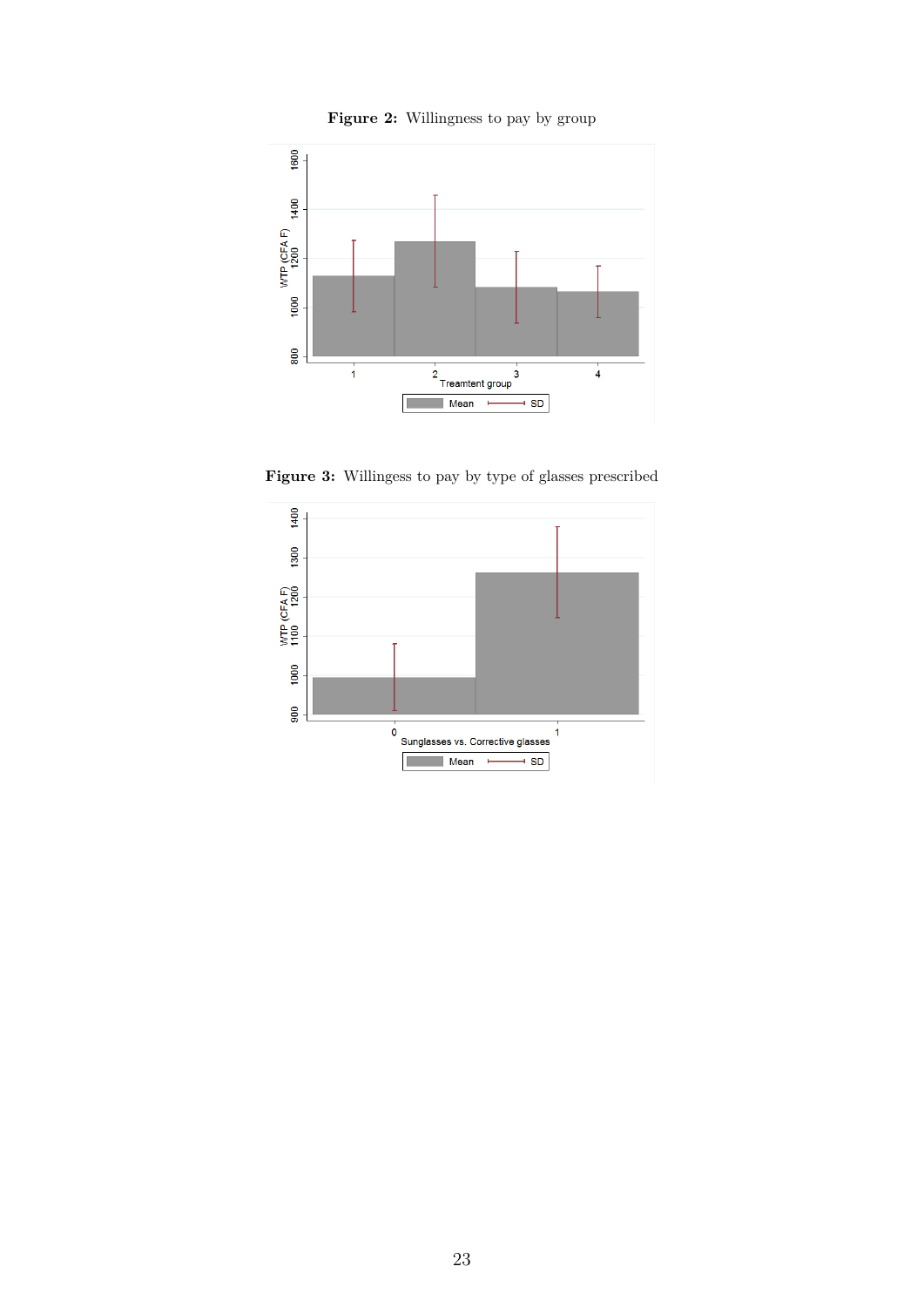**Figure 2:** Willingness to pay by group

**Figure 3:** Willingess to pay by type of glasses prescribed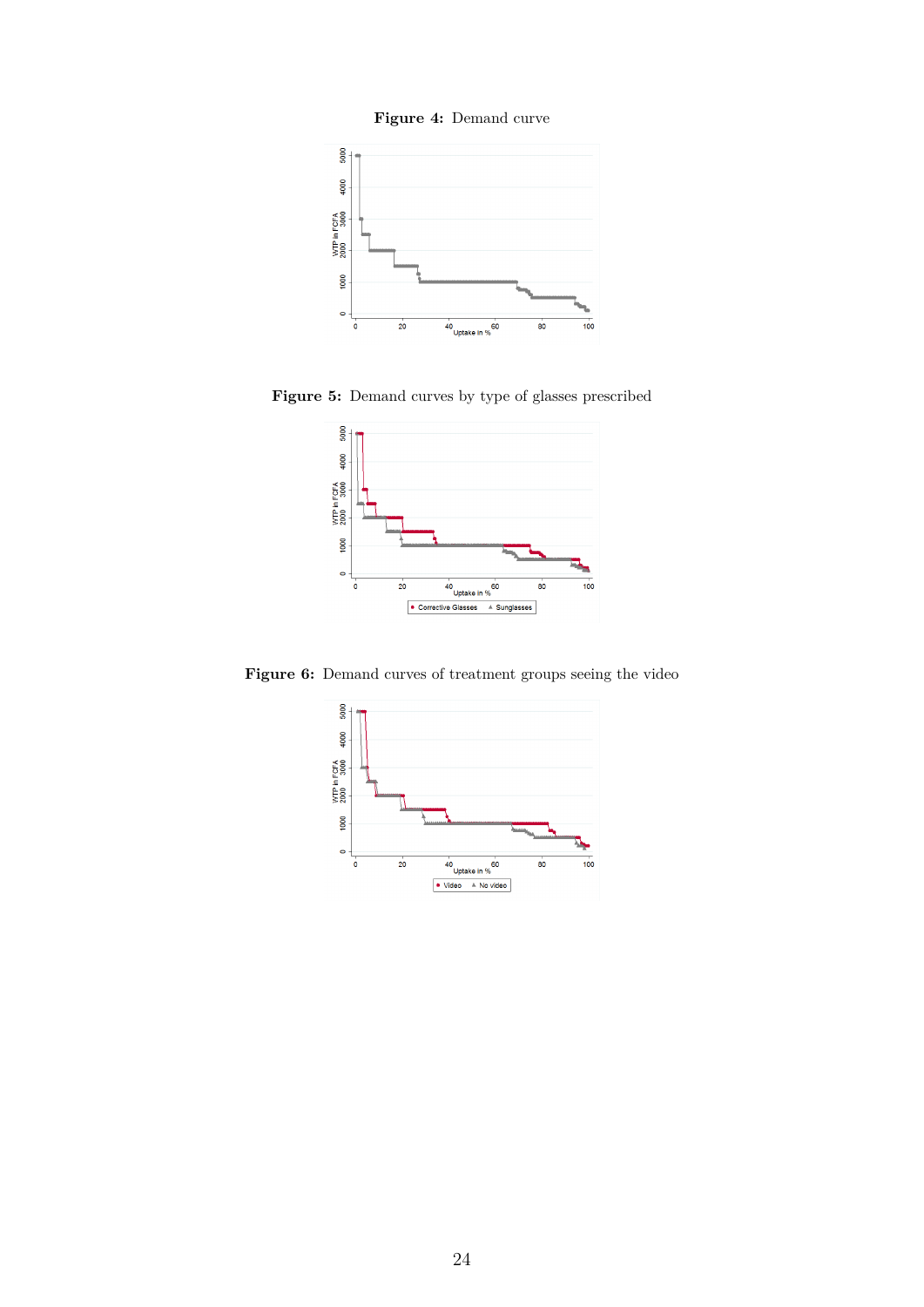**Figure 4:** Demand curve

**Figure 5:** Demand curves by type of glasses prescribed

**Figure 6:** Demand curves of treatment groups seeing the video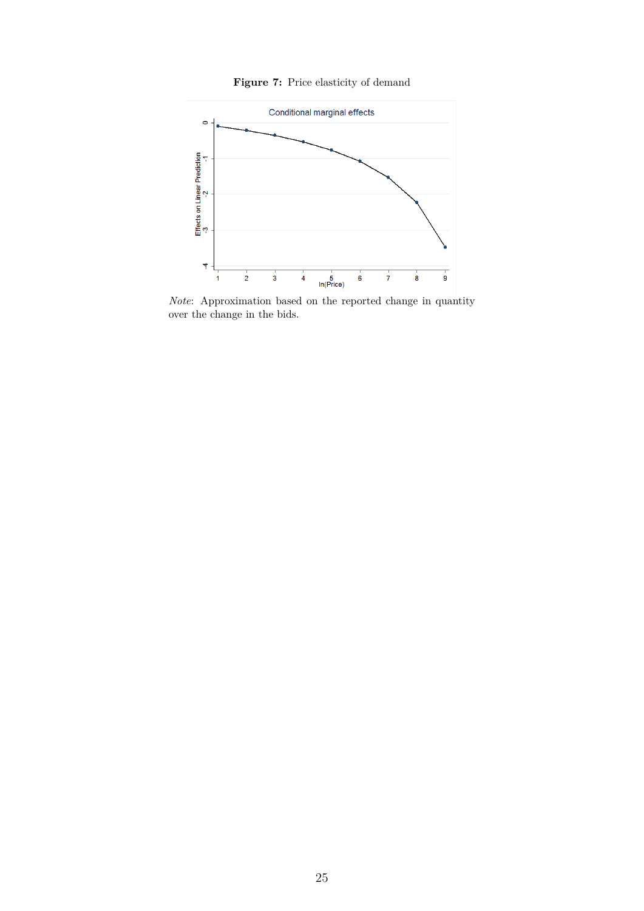**Figure 7:** Price elasticity of demand

*Note*: Approximation based on the reported change in quantity over the change in the bids.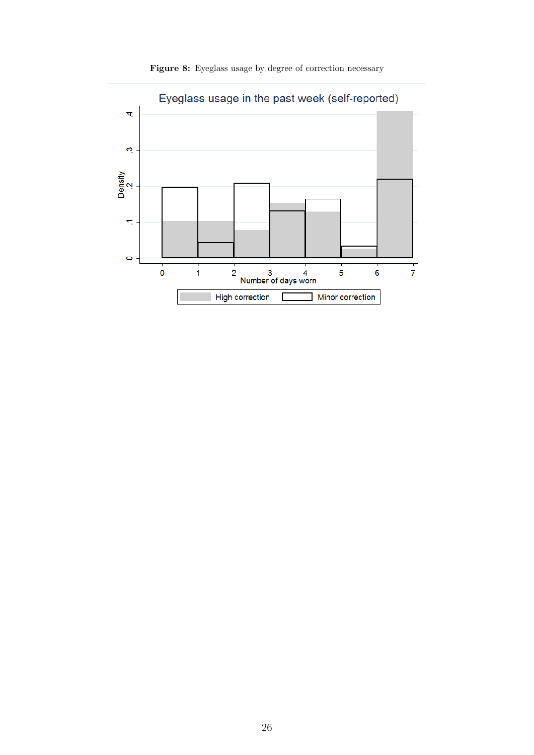**Figure 8:** Eyeglass usage by degree of correction necessary

Eyeglass usage in the past week (self-reported)

Density

Number of days worn

High correction    Minor correction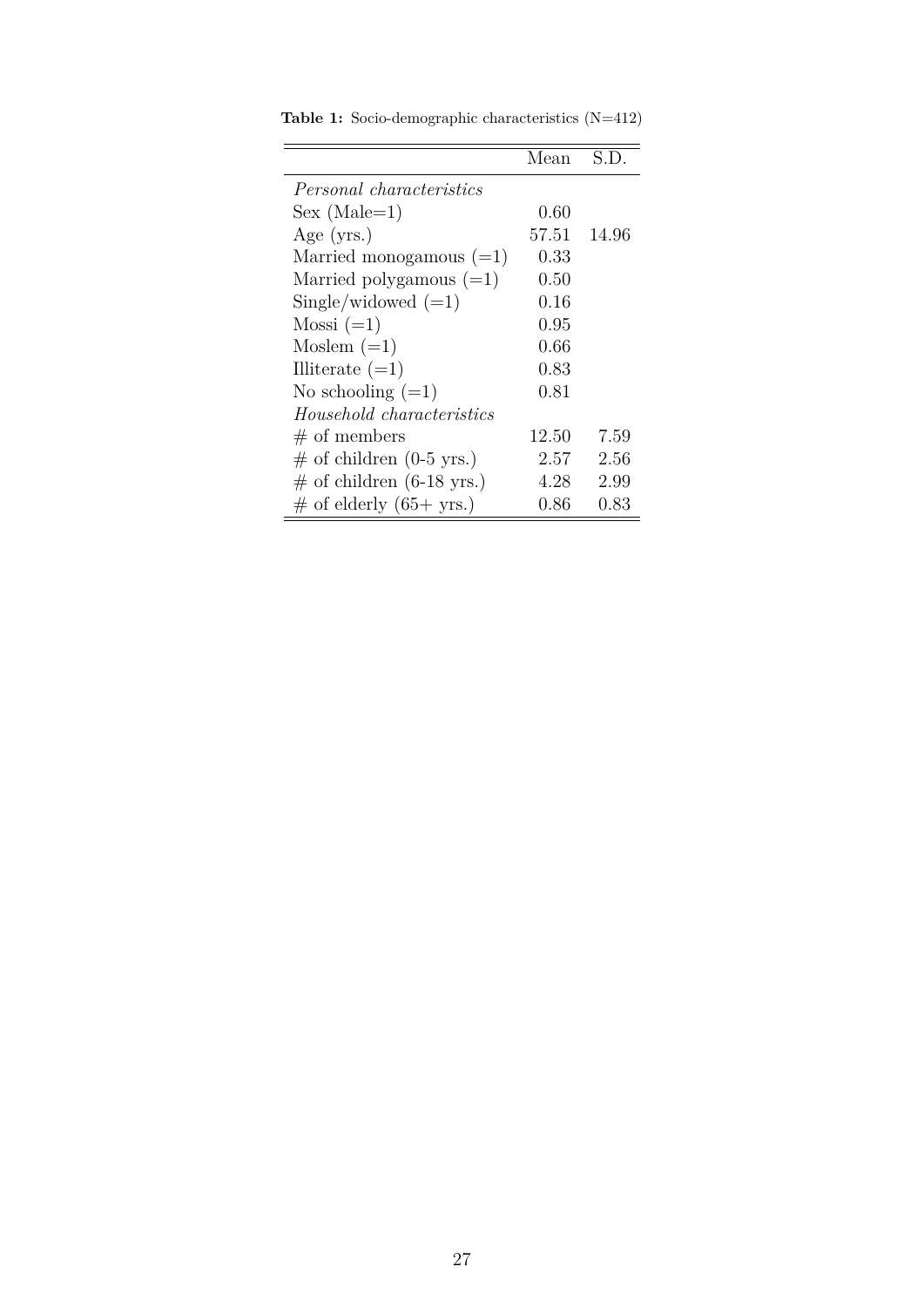**Table 1:** Socio-demographic characteristics (N=412)

| | Mean | S.D. |
|---|---|---|
| *Personal characteristics* | | |
| Sex (Male=1) | 0.60 | |
| Age (yrs.) | 57.51 | 14.96 |
| Married monogamous (=1) | 0.33 | |
| Married polygamous (=1) | 0.50 | |
| Single/widowed (=1) | 0.16 | |
| Mossi (=1) | 0.95 | |
| Moslem (=1) | 0.66 | |
| Illiterate (=1) | 0.83 | |
| No schooling (=1) | 0.81 | |
| *Household characteristics* | | |
| # of members | 12.50 | 7.59 |
| # of children (0-5 yrs.) | 2.57 | 2.56 |
| # of children (6-18 yrs.) | 4.28 | 2.99 |
| # of elderly (65+ yrs.) | 0.86 | 0.83 |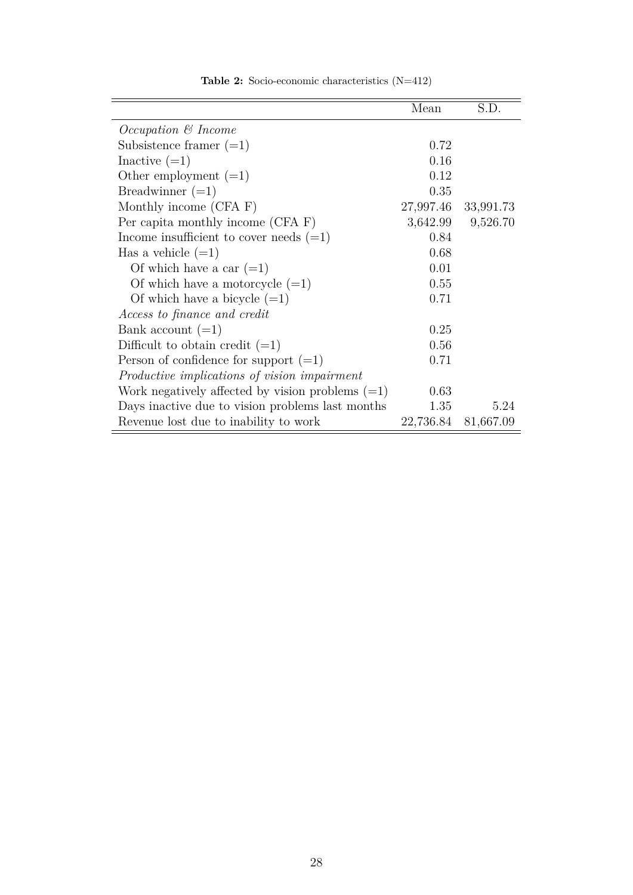**Table 2:** Socio-economic characteristics (N=412)

| | Mean | S.D. |
|---|---|---|
| *Occupation & Income* | | |
| Subsistence framer (=1) | 0.72 | |
| Inactive (=1) | 0.16 | |
| Other employment (=1) | 0.12 | |
| Breadwinner (=1) | 0.35 | |
| Monthly income (CFA F) | 27,997.46 | 33,991.73 |
| Per capita monthly income (CFA F) | 3,642.99 | 9,526.70 |
| Income insufficient to cover needs (=1) | 0.84 | |
| Has a vehicle (=1) | 0.68 | |
| Of which have a car (=1) | 0.01 | |
| Of which have a motorcycle (=1) | 0.55 | |
| Of which have a bicycle (=1) | 0.71 | |
| *Access to finance and credit* | | |
| Bank account (=1) | 0.25 | |
| Difficult to obtain credit (=1) | 0.56 | |
| Person of confidence for support (=1) | 0.71 | |
| *Productive implications of vision impairment* | | |
| Work negatively affected by vision problems (=1) | 0.63 | |
| Days inactive due to vision problems last months | 1.35 | 5.24 |
| Revenue lost due to inability to work | 22,736.84 | 81,667.09 |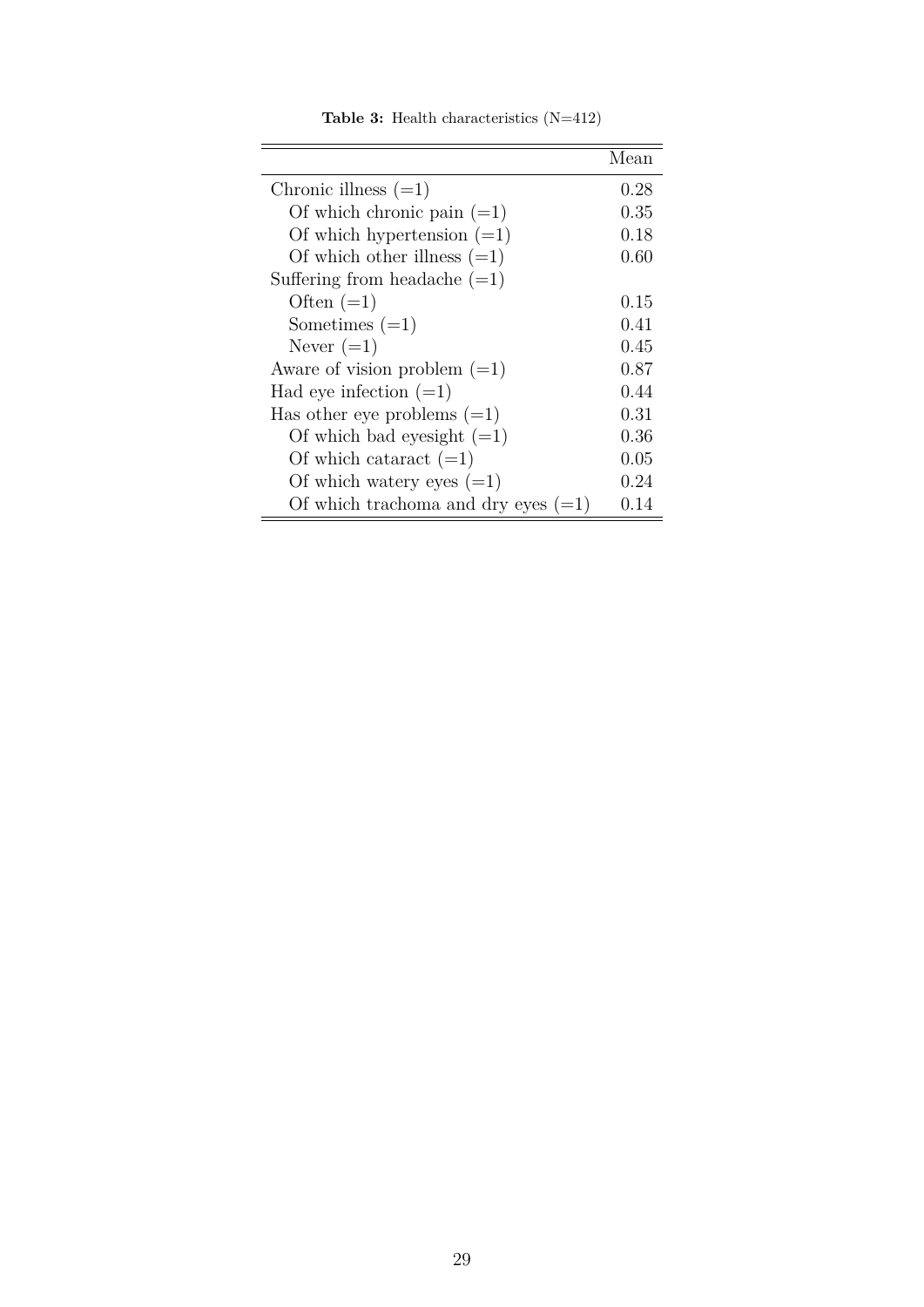**Table 3:** Health characteristics (N=412)

| | Mean |
|---|---|
| Chronic illness (=1) | 0.28 |
| Of which chronic pain (=1) | 0.35 |
| Of which hypertension (=1) | 0.18 |
| Of which other illness (=1) | 0.60 |
| Suffering from headache (=1) | |
| Often (=1) | 0.15 |
| Sometimes (=1) | 0.41 |
| Never (=1) | 0.45 |
| Aware of vision problem (=1) | 0.87 |
| Had eye infection (=1) | 0.44 |
| Has other eye problems (=1) | 0.31 |
| Of which bad eyesight (=1) | 0.36 |
| Of which cataract (=1) | 0.05 |
| Of which watery eyes (=1) | 0.24 |
| Of which trachoma and dry eyes (=1) | 0.14 |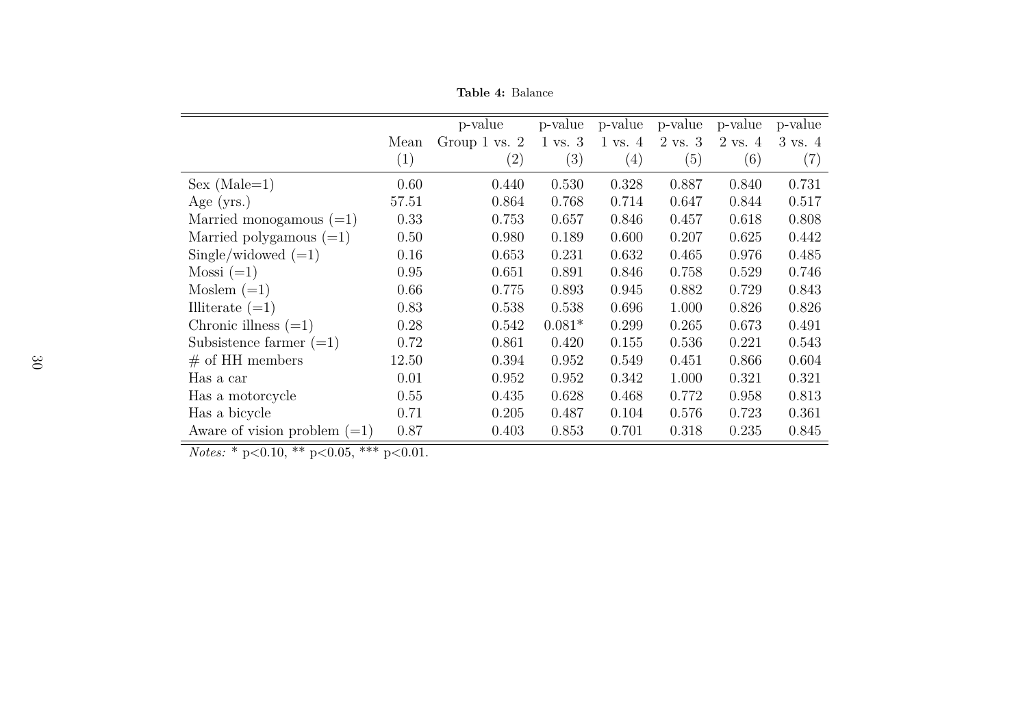**Table 4:** Balance

| | Mean | p-value Group 1 vs. 2 | p-value 1 vs. 3 | p-value 1 vs. 4 | p-value 2 vs. 3 | p-value 2 vs. 4 | p-value 3 vs. 4 |
|---|---|---|---|---|---|---|---|
| | (1) | (2) | (3) | (4) | (5) | (6) | (7) |
| Sex (Male=1) | 0.60 | 0.440 | 0.530 | 0.328 | 0.887 | 0.840 | 0.731 |
| Age (yrs.) | 57.51 | 0.864 | 0.768 | 0.714 | 0.647 | 0.844 | 0.517 |
| Married monogamous (=1) | 0.33 | 0.753 | 0.657 | 0.846 | 0.457 | 0.618 | 0.808 |
| Married polygamous (=1) | 0.50 | 0.980 | 0.189 | 0.600 | 0.207 | 0.625 | 0.442 |
| Single/widowed (=1) | 0.16 | 0.653 | 0.231 | 0.632 | 0.465 | 0.976 | 0.485 |
| Mossi (=1) | 0.95 | 0.651 | 0.891 | 0.846 | 0.758 | 0.529 | 0.746 |
| Moslem (=1) | 0.66 | 0.775 | 0.893 | 0.945 | 0.882 | 0.729 | 0.843 |
| Illiterate (=1) | 0.83 | 0.538 | 0.538 | 0.696 | 1.000 | 0.826 | 0.826 |
| Chronic illness (=1) | 0.28 | 0.542 | 0.081* | 0.299 | 0.265 | 0.673 | 0.491 |
| Subsistence farmer (=1) | 0.72 | 0.861 | 0.420 | 0.155 | 0.536 | 0.221 | 0.543 |
| # of HH members | 12.50 | 0.394 | 0.952 | 0.549 | 0.451 | 0.866 | 0.604 |
| Has a car | 0.01 | 0.952 | 0.952 | 0.342 | 1.000 | 0.321 | 0.321 |
| Has a motorcycle | 0.55 | 0.435 | 0.628 | 0.468 | 0.772 | 0.958 | 0.813 |
| Has a bicycle | 0.71 | 0.205 | 0.487 | 0.104 | 0.576 | 0.723 | 0.361 |
| Aware of vision problem (=1) | 0.87 | 0.403 | 0.853 | 0.701 | 0.318 | 0.235 | 0.845 |

*Notes:* * p<0.10, ** p<0.05, *** p<0.01.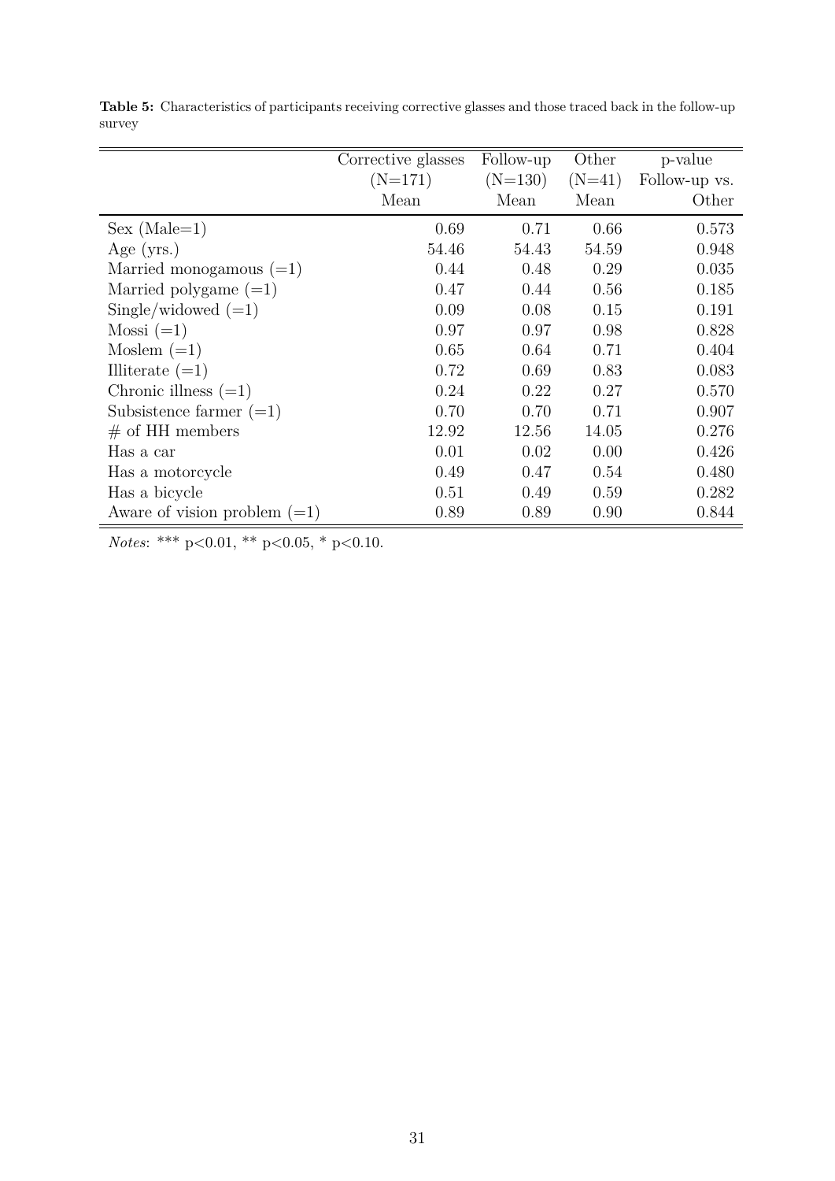**Table 5:** Characteristics of participants receiving corrective glasses and those traced back in the follow-up survey

| | Corrective glasses (N=171) Mean | Follow-up (N=130) Mean | Other (N=41) Mean | p-value Follow-up vs. Other |
|---|---|---|---|---|
| Sex (Male=1) | 0.69 | 0.71 | 0.66 | 0.573 |
| Age (yrs.) | 54.46 | 54.43 | 54.59 | 0.948 |
| Married monogamous (=1) | 0.44 | 0.48 | 0.29 | 0.035 |
| Married polygame (=1) | 0.47 | 0.44 | 0.56 | 0.185 |
| Single/widowed (=1) | 0.09 | 0.08 | 0.15 | 0.191 |
| Mossi (=1) | 0.97 | 0.97 | 0.98 | 0.828 |
| Moslem (=1) | 0.65 | 0.64 | 0.71 | 0.404 |
| Illiterate (=1) | 0.72 | 0.69 | 0.83 | 0.083 |
| Chronic illness (=1) | 0.24 | 0.22 | 0.27 | 0.570 |
| Subsistence farmer (=1) | 0.70 | 0.70 | 0.71 | 0.907 |
| # of HH members | 12.92 | 12.56 | 14.05 | 0.276 |
| Has a car | 0.01 | 0.02 | 0.00 | 0.426 |
| Has a motorcycle | 0.49 | 0.47 | 0.54 | 0.480 |
| Has a bicycle | 0.51 | 0.49 | 0.59 | 0.282 |
| Aware of vision problem (=1) | 0.89 | 0.89 | 0.90 | 0.844 |

*Notes*: *** p<0.01, ** p<0.05, * p<0.10.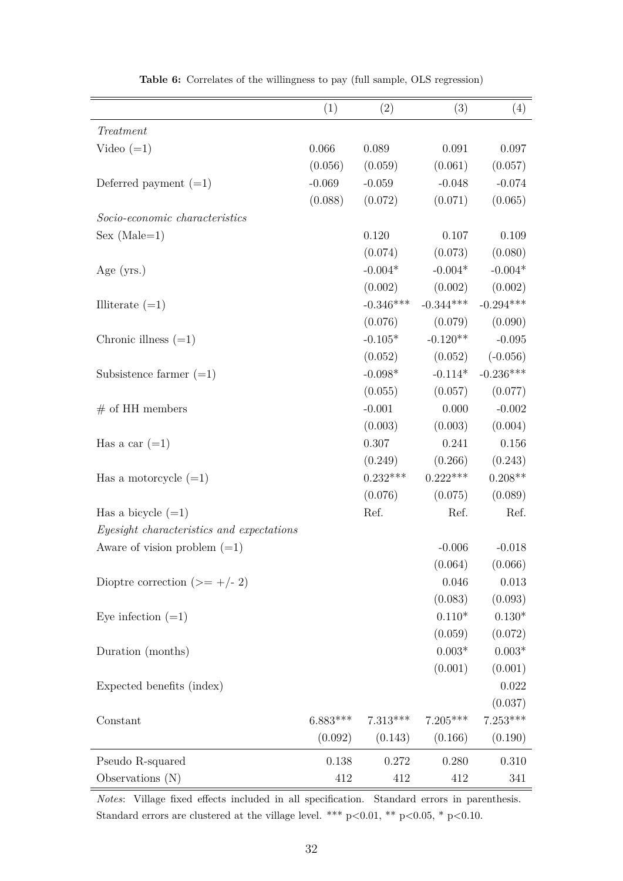**Table 6:** Correlates of the willingness to pay (full sample, OLS regression)

| | (1) | (2) | (3) | (4) |
|---|---|---|---|---|
| *Treatment* | | | | |
| Video (=1) | 0.066 | 0.089 | 0.091 | 0.097 |
| | (0.056) | (0.059) | (0.061) | (0.057) |
| Deferred payment (=1) | -0.069 | -0.059 | -0.048 | -0.074 |
| | (0.088) | (0.072) | (0.071) | (0.065) |
| *Socio-economic characteristics* | | | | |
| Sex (Male=1) | | 0.120 | 0.107 | 0.109 |
| | | (0.074) | (0.073) | (0.080) |
| Age (yrs.) | | -0.004* | -0.004* | -0.004* |
| | | (0.002) | (0.002) | (0.002) |
| Illiterate (=1) | | -0.346*** | -0.344*** | -0.294*** |
| | | (0.076) | (0.079) | (0.090) |
| Chronic illness (=1) | | -0.105* | -0.120** | -0.095 |
| | | (0.052) | (0.052) | (-0.056) |
| Subsistence farmer (=1) | | -0.098* | -0.114* | -0.236*** |
| | | (0.055) | (0.057) | (0.077) |
| # of HH members | | -0.001 | 0.000 | -0.002 |
| | | (0.003) | (0.003) | (0.004) |
| Has a car (=1) | | 0.307 | 0.241 | 0.156 |
| | | (0.249) | (0.266) | (0.243) |
| Has a motorcycle (=1) | | 0.232*** | 0.222*** | 0.208** |
| | | (0.076) | (0.075) | (0.089) |
| Has a bicycle (=1) | | Ref. | Ref. | Ref. |
| *Eyesight characteristics and expectations* | | | | |
| Aware of vision problem (=1) | | | -0.006 | -0.018 |
| | | | (0.064) | (0.066) |
| Dioptre correction (>= +/- 2) | | | 0.046 | 0.013 |
| | | | (0.083) | (0.093) |
| Eye infection (=1) | | | 0.110* | 0.130* |
| | | | (0.059) | (0.072) |
| Duration (months) | | | 0.003* | 0.003* |
| | | | (0.001) | (0.001) |
| Expected benefits (index) | | | | 0.022 |
| | | | | (0.037) |
| Constant | 6.883*** | 7.313*** | 7.205*** | 7.253*** |
| | (0.092) | (0.143) | (0.166) | (0.190) |
| Pseudo R-squared | 0.138 | 0.272 | 0.280 | 0.310 |
| Observations (N) | 412 | 412 | 412 | 341 |

*Notes*: Village fixed effects included in all specification. Standard errors in parenthesis. Standard errors are clustered at the village level. *** p<0.01, ** p<0.05, * p<0.10.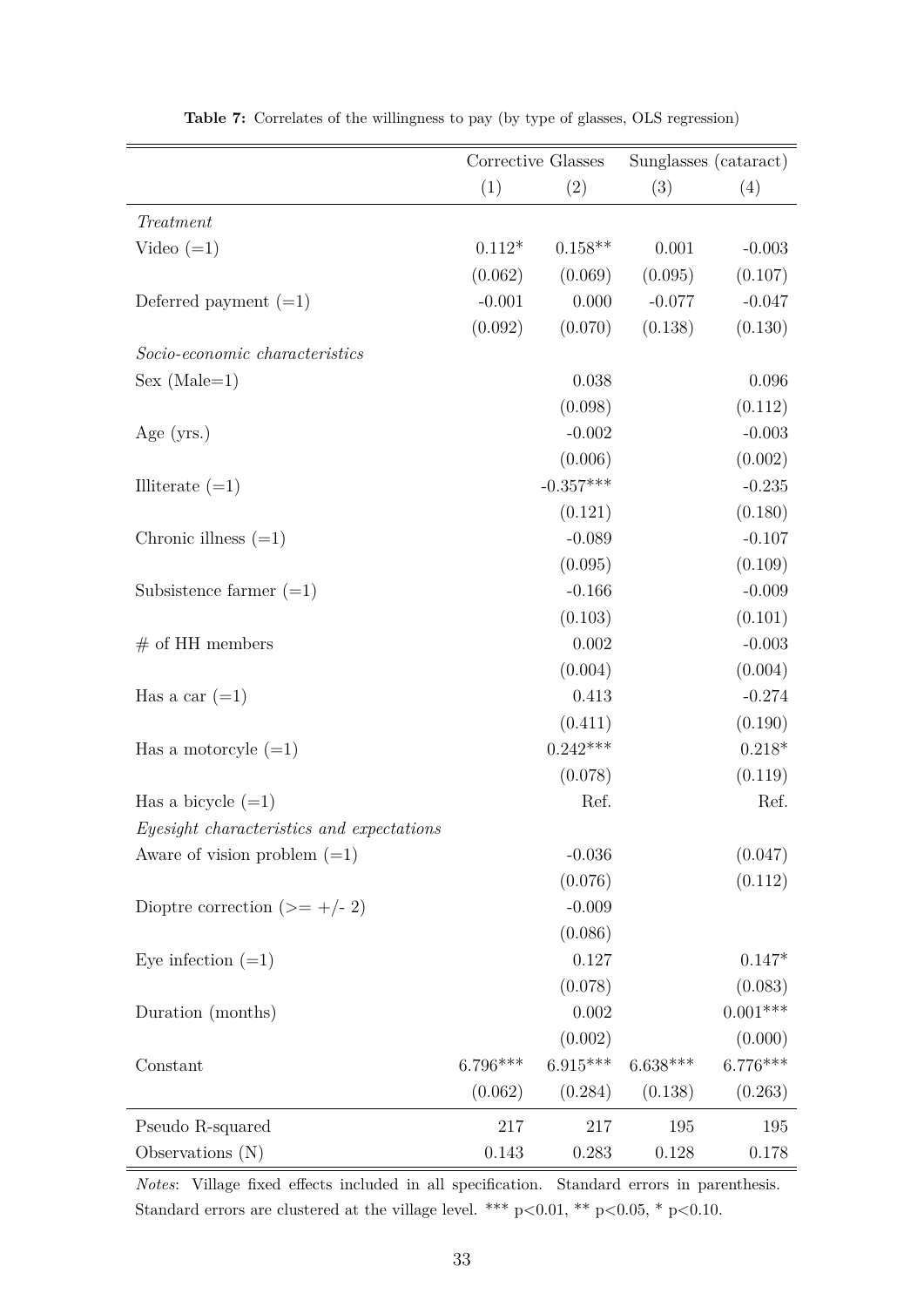**Table 7:** Correlates of the willingness to pay (by type of glasses, OLS regression)

| | Corrective Glasses | | Sunglasses (cataract) | |
|---|---|---|---|---|
| | (1) | (2) | (3) | (4) |
| *Treatment* | | | | |
| Video (=1) | 0.112* | 0.158** | 0.001 | -0.003 |
| | (0.062) | (0.069) | (0.095) | (0.107) |
| Deferred payment (=1) | -0.001 | 0.000 | -0.077 | -0.047 |
| | (0.092) | (0.070) | (0.138) | (0.130) |
| *Socio-economic characteristics* | | | | |
| Sex (Male=1) | | 0.038 | | 0.096 |
| | | (0.098) | | (0.112) |
| Age (yrs.) | | -0.002 | | -0.003 |
| | | (0.006) | | (0.002) |
| Illiterate (=1) | | -0.357*** | | -0.235 |
| | | (0.121) | | (0.180) |
| Chronic illness (=1) | | -0.089 | | -0.107 |
| | | (0.095) | | (0.109) |
| Subsistence farmer (=1) | | -0.166 | | -0.009 |
| | | (0.103) | | (0.101) |
| # of HH members | | 0.002 | | -0.003 |
| | | (0.004) | | (0.004) |
| Has a car (=1) | | 0.413 | | -0.274 |
| | | (0.411) | | (0.190) |
| Has a motorcyle (=1) | | 0.242*** | | 0.218* |
| | | (0.078) | | (0.119) |
| Has a bicycle (=1) | | Ref. | | Ref. |
| *Eyesight characteristics and expectations* | | | | |
| Aware of vision problem (=1) | | -0.036 | | (0.047) |
| | | (0.076) | | (0.112) |
| Dioptre correction (>= +/- 2) | | -0.009 | | |
| | | (0.086) | | |
| Eye infection (=1) | | 0.127 | | 0.147* |
| | | (0.078) | | (0.083) |
| Duration (months) | | 0.002 | | 0.001*** |
| | | (0.002) | | (0.000) |
| Constant | 6.796*** | 6.915*** | 6.638*** | 6.776*** |
| | (0.062) | (0.284) | (0.138) | (0.263) |
| Pseudo R-squared | 217 | 217 | 195 | 195 |
| Observations (N) | 0.143 | 0.283 | 0.128 | 0.178 |

*Notes*: Village fixed effects included in all specification. Standard errors in parenthesis. Standard errors are clustered at the village level. *** p<0.01, ** p<0.05, * p<0.10.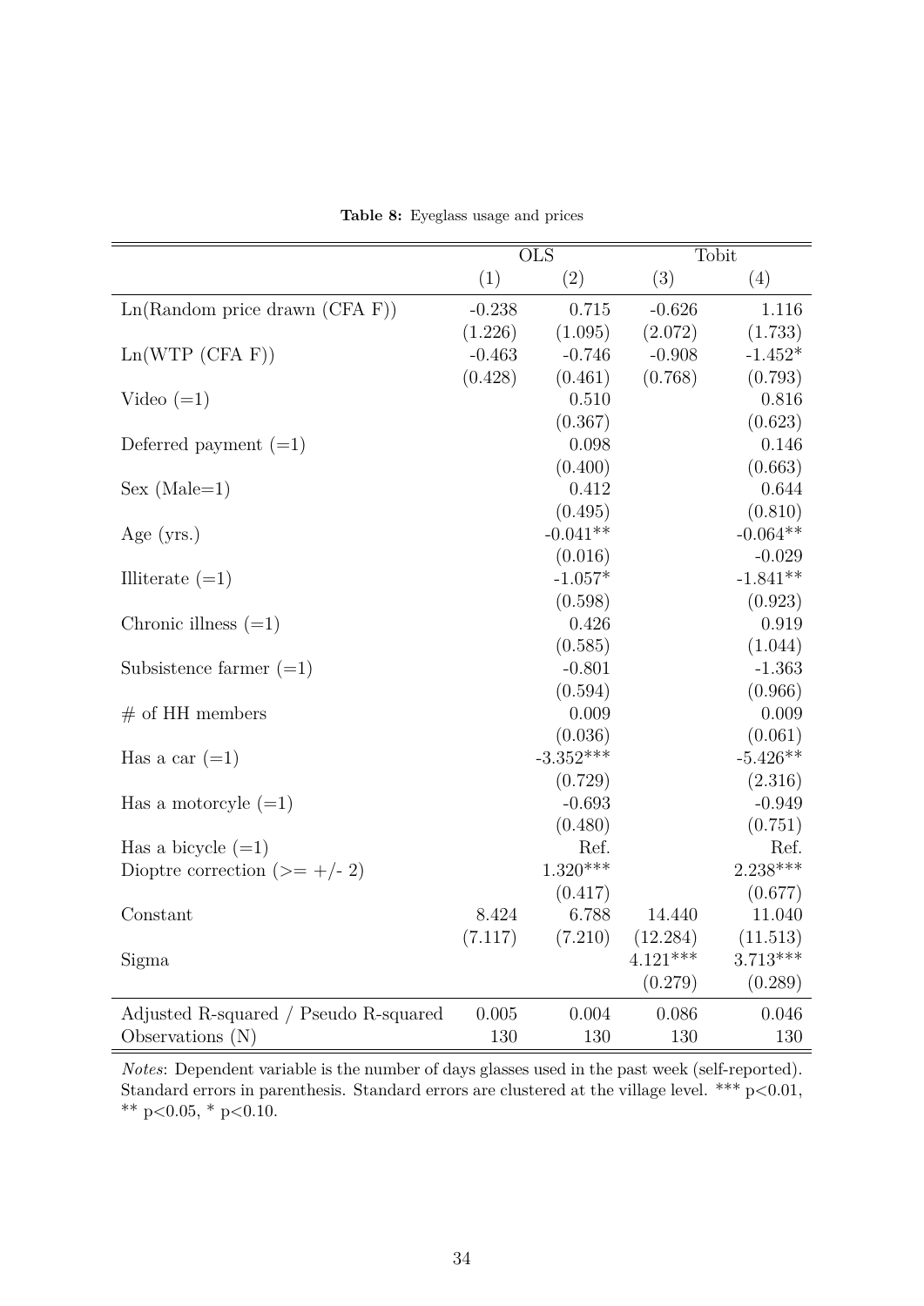**Table 8:** Eyeglass usage and prices

| | OLS | | Tobit | |
|---|---|---|---|---|
| | (1) | (2) | (3) | (4) |
| Ln(Random price drawn (CFA F)) | -0.238 | 0.715 | -0.626 | 1.116 |
| | (1.226) | (1.095) | (2.072) | (1.733) |
| Ln(WTP (CFA F)) | -0.463 | -0.746 | -0.908 | -1.452* |
| | (0.428) | (0.461) | (0.768) | (0.793) |
| Video (=1) | | 0.510 | | 0.816 |
| | | (0.367) | | (0.623) |
| Deferred payment (=1) | | 0.098 | | 0.146 |
| | | (0.400) | | (0.663) |
| Sex (Male=1) | | 0.412 | | 0.644 |
| | | (0.495) | | (0.810) |
| Age (yrs.) | | -0.041** | | -0.064** |
| | | (0.016) | | -0.029 |
| Illiterate (=1) | | -1.057* | | -1.841** |
| | | (0.598) | | (0.923) |
| Chronic illness (=1) | | 0.426 | | 0.919 |
| | | (0.585) | | (1.044) |
| Subsistence farmer (=1) | | -0.801 | | -1.363 |
| | | (0.594) | | (0.966) |
| # of HH members | | 0.009 | | 0.009 |
| | | (0.036) | | (0.061) |
| Has a car (=1) | | -3.352*** | | -5.426** |
| | | (0.729) | | (2.316) |
| Has a motorcyle (=1) | | -0.693 | | -0.949 |
| | | (0.480) | | (0.751) |
| Has a bicycle (=1) | | Ref. | | Ref. |
| Dioptre correction (>= +/- 2) | | 1.320*** | | 2.238*** |
| | | (0.417) | | (0.677) |
| Constant | 8.424 | 6.788 | 14.440 | 11.040 |
| | (7.117) | (7.210) | (12.284) | (11.513) |
| Sigma | | | 4.121*** | 3.713*** |
| | | | (0.279) | (0.289) |
| Adjusted R-squared / Pseudo R-squared | 0.005 | 0.004 | 0.086 | 0.046 |
| Observations (N) | 130 | 130 | 130 | 130 |

*Notes*: Dependent variable is the number of days glasses used in the past week (self-reported). Standard errors in parenthesis. Standard errors are clustered at the village level. *** p<0.01, ** p<0.05, * p<0.10.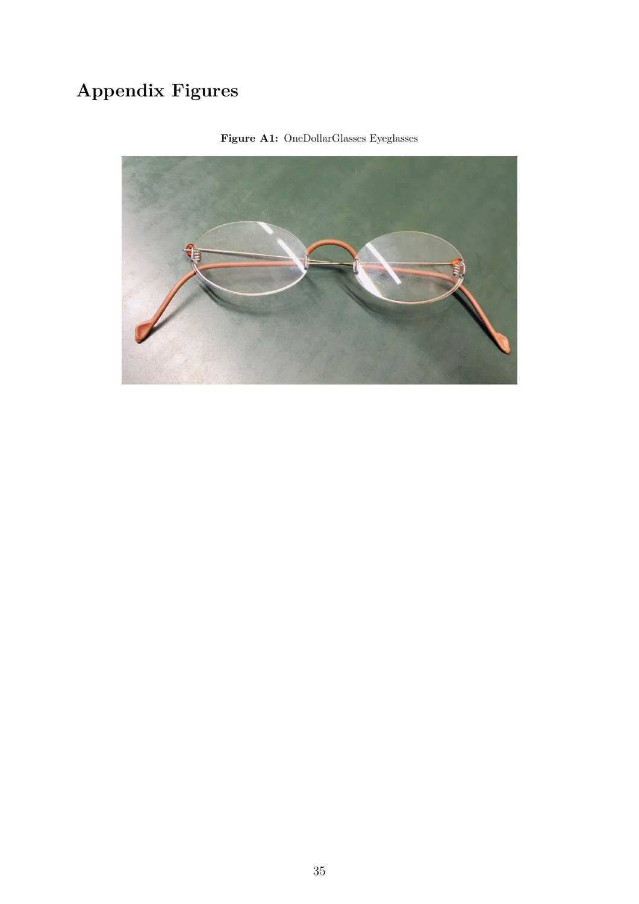# Appendix Figures

**Figure A1:** OneDollarGlasses Eyeglasses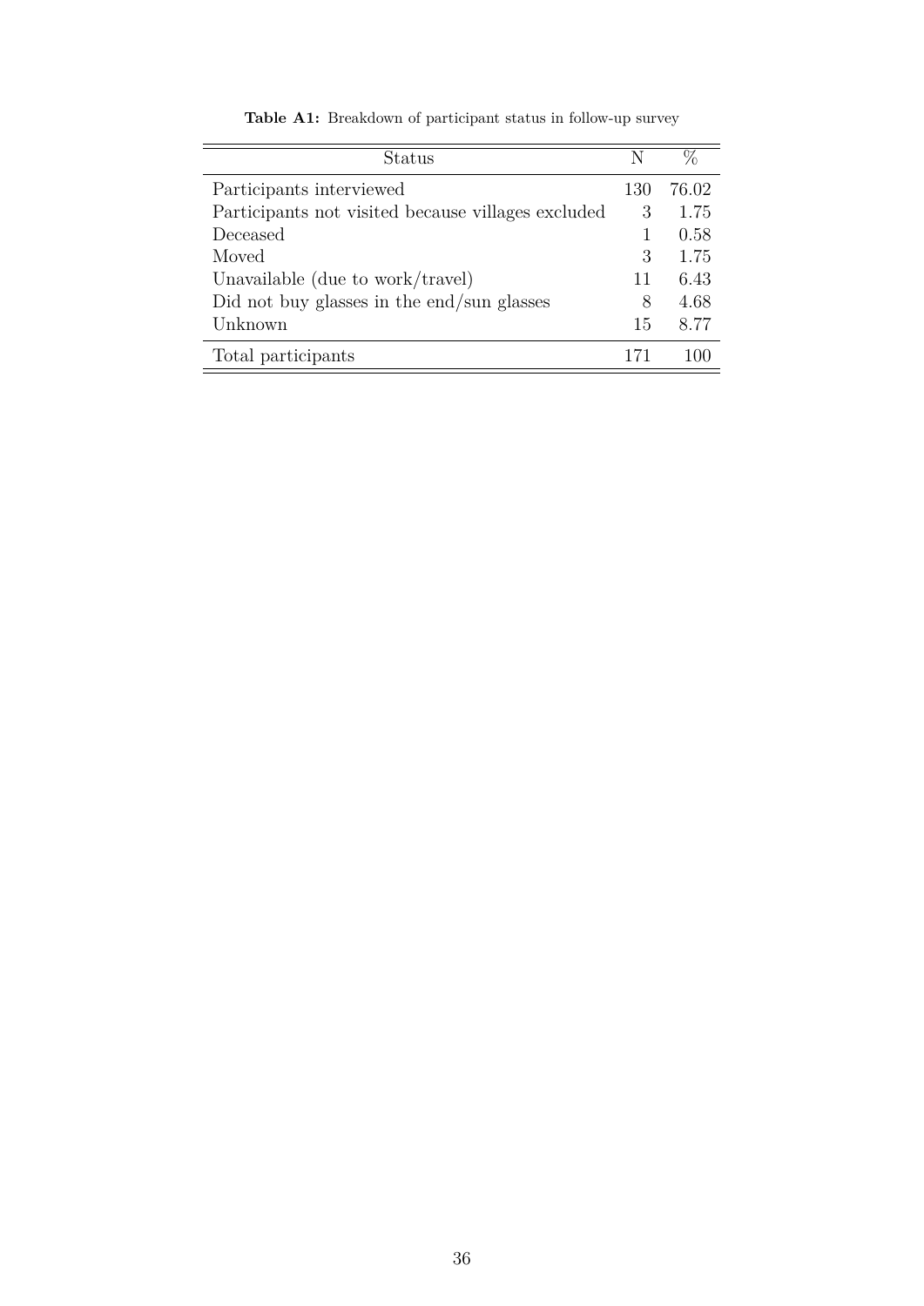**Table A1:** Breakdown of participant status in follow-up survey

| Status | N | % |
|---|---|---|
| Participants interviewed | 130 | 76.02 |
| Participants not visited because villages excluded | 3 | 1.75 |
| Deceased | 1 | 0.58 |
| Moved | 3 | 1.75 |
| Unavailable (due to work/travel) | 11 | 6.43 |
| Did not buy glasses in the end/sun glasses | 8 | 4.68 |
| Unknown | 15 | 8.77 |
| Total participants | 171 | 100 |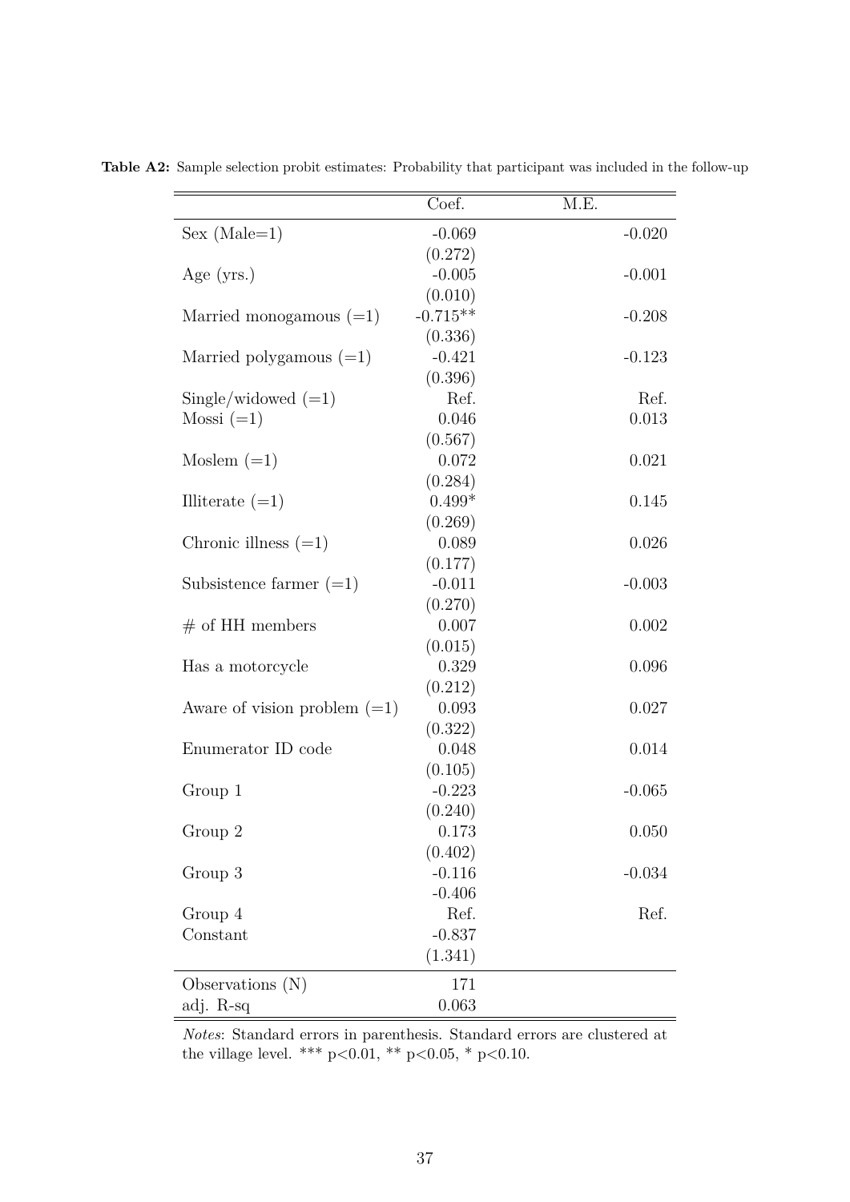**Table A2:** Sample selection probit estimates: Probability that participant was included in the follow-up

| | Coef. | M.E. |
|---|---|---|
| Sex (Male=1) | -0.069 | -0.020 |
| | (0.272) | |
| Age (yrs.) | -0.005 | -0.001 |
| | (0.010) | |
| Married monogamous (=1) | -0.715** | -0.208 |
| | (0.336) | |
| Married polygamous (=1) | -0.421 | -0.123 |
| | (0.396) | |
| Single/widowed (=1) | Ref. | Ref. |
| Mossi (=1) | 0.046 | 0.013 |
| | (0.567) | |
| Moslem (=1) | 0.072 | 0.021 |
| | (0.284) | |
| Illiterate (=1) | 0.499* | 0.145 |
| | (0.269) | |
| Chronic illness (=1) | 0.089 | 0.026 |
| | (0.177) | |
| Subsistence farmer (=1) | -0.011 | -0.003 |
| | (0.270) | |
| # of HH members | 0.007 | 0.002 |
| | (0.015) | |
| Has a motorcycle | 0.329 | 0.096 |
| | (0.212) | |
| Aware of vision problem (=1) | 0.093 | 0.027 |
| | (0.322) | |
| Enumerator ID code | 0.048 | 0.014 |
| | (0.105) | |
| Group 1 | -0.223 | -0.065 |
| | (0.240) | |
| Group 2 | 0.173 | 0.050 |
| | (0.402) | |
| Group 3 | -0.116 | -0.034 |
| | -0.406 | |
| Group 4 | Ref. | Ref. |
| Constant | -0.837 | |
| | (1.341) | |
| Observations (N) | 171 | |
| adj. R-sq | 0.063 | |

*Notes*: Standard errors in parenthesis. Standard errors are clustered at the village level. *** p<0.01, ** p<0.05, * p<0.10.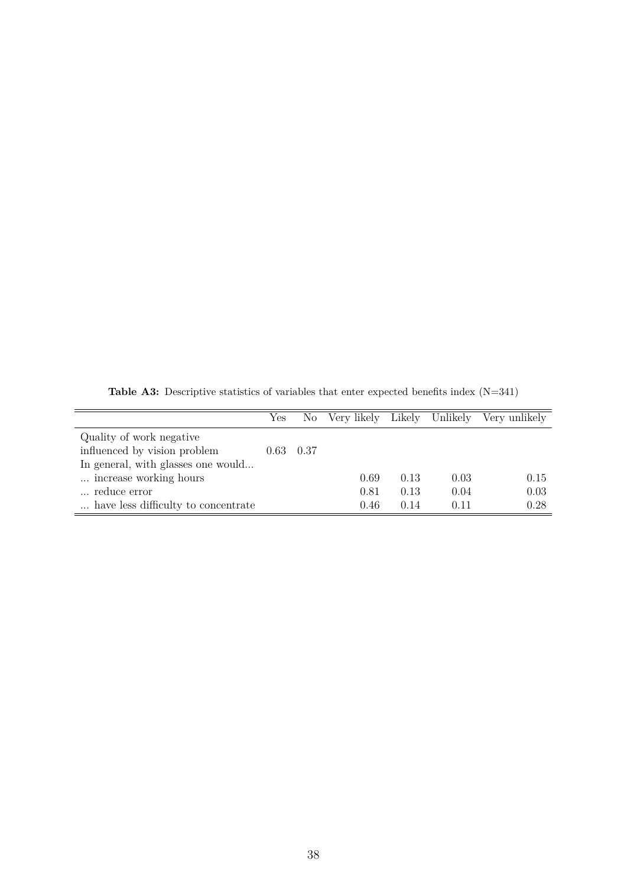**Table A3:** Descriptive statistics of variables that enter expected benefits index (N=341)

| | Yes | No | Very likely | Likely | Unlikely | Very unlikely |
|---|---|---|---|---|---|---|
| Quality of work negative influenced by vision problem | 0.63 | 0.37 | | | | |
| In general, with glasses one would... | | | | | | |
| ... increase working hours | | | 0.69 | 0.13 | 0.03 | 0.15 |
| ... reduce error | | | 0.81 | 0.13 | 0.04 | 0.03 |
| ... have less difficulty to concentrate | | | 0.46 | 0.14 | 0.11 | 0.28 |